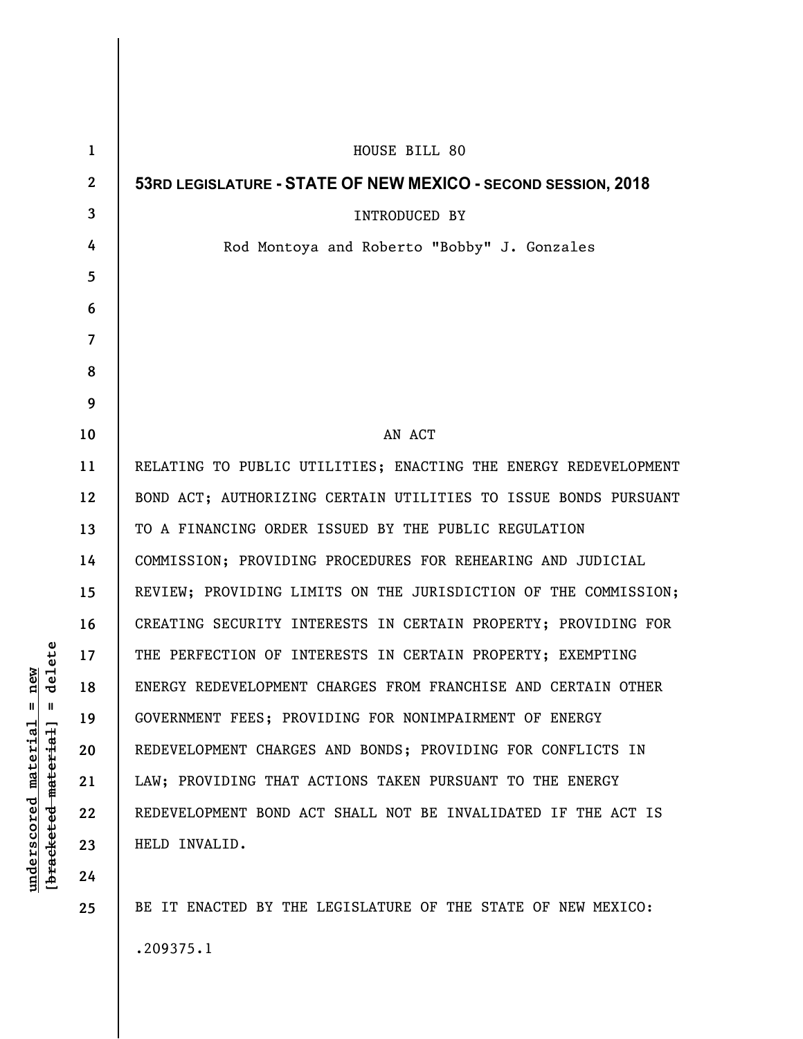HOUSE BILL 80

**53RD LEGISLATURE - STATE OF NEW MEXICO - SECOND SESSION, 2018**

INTRODUCED BY

Rod Montoya and Roberto "Bobby" J. Gonzales

AN ACT

RELATING TO PUBLIC UTILITIES; ENACTING THE ENERGY REDEVELOPMENT BOND ACT; AUTHORIZING CERTAIN UTILITIES TO ISSUE BONDS PURSUANT TO A FINANCING ORDER ISSUED BY THE PUBLIC REGULATION COMMISSION; PROVIDING PROCEDURES FOR REHEARING AND JUDICIAL REVIEW; PROVIDING LIMITS ON THE JURISDICTION OF THE COMMISSION; CREATING SECURITY INTERESTS IN CERTAIN PROPERTY; PROVIDING FOR THE PERFECTION OF INTERESTS IN CERTAIN PROPERTY; EXEMPTING ENERGY REDEVELOPMENT CHARGES FROM FRANCHISE AND CERTAIN OTHER GOVERNMENT FEES; PROVIDING FOR NONIMPAIRMENT OF ENERGY REDEVELOPMENT CHARGES AND BONDS; PROVIDING FOR CONFLICTS IN LAW; PROVIDING THAT ACTIONS TAKEN PURSUANT TO THE ENERGY REDEVELOPMENT BOND ACT SHALL NOT BE INVALIDATED IF THE ACT IS HELD INVALID.

BE IT ENACTED BY THE LEGISLATURE OF THE STATE OF NEW MEXICO:

.209375.1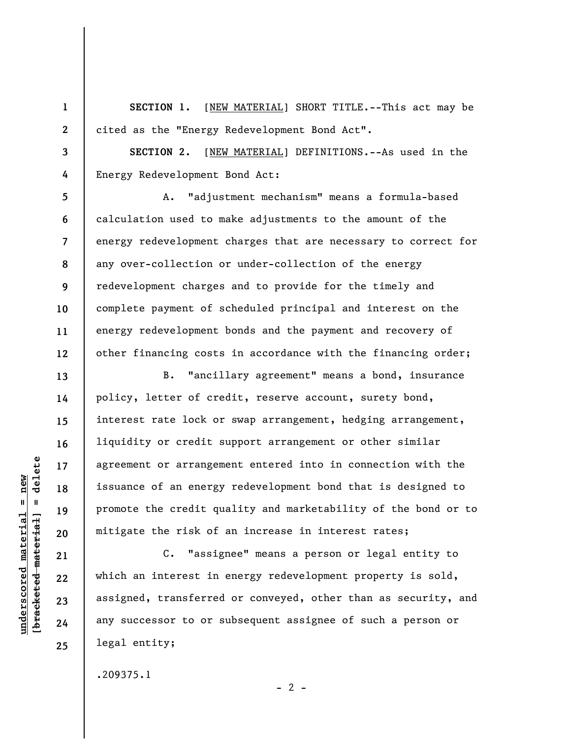**SECTION 1.** [<u>NEW MATERIAL</u>] SHORT TITLE.--This act may be cited as the "Energy Redevelopment Bond Act".

**SECTION 2.** [<u>NEW MATERIAL</u>] DEFINITIONS.--As used in the Energy Redevelopment Bond Act:

A. "adjustment mechanism" means a formula-based calculation used to make adjustments to the amount of the energy redevelopment charges that are necessary to correct for any over-collection or under-collection of the energy redevelopment charges and to provide for the timely and complete payment of scheduled principal and interest on the energy redevelopment bonds and the payment and recovery of other financing costs in accordance with the financing order;

B. "ancillary agreement" means a bond, insurance policy, letter of credit, reserve account, surety bond, interest rate lock or swap arrangement, hedging arrangement, liquidity or credit support arrangement or other similar agreement or arrangement entered into in connection with the issuance of an energy redevelopment bond that is designed to promote the credit quality and marketability of the bond or to mitigate the risk of an increase in interest rates;

C. "assignee" means a person or legal entity to which an interest in energy redevelopment property is sold, assigned, transferred or conveyed, other than as security, and any successor to or subsequent assignee of such a person or legal entity;

.209375.1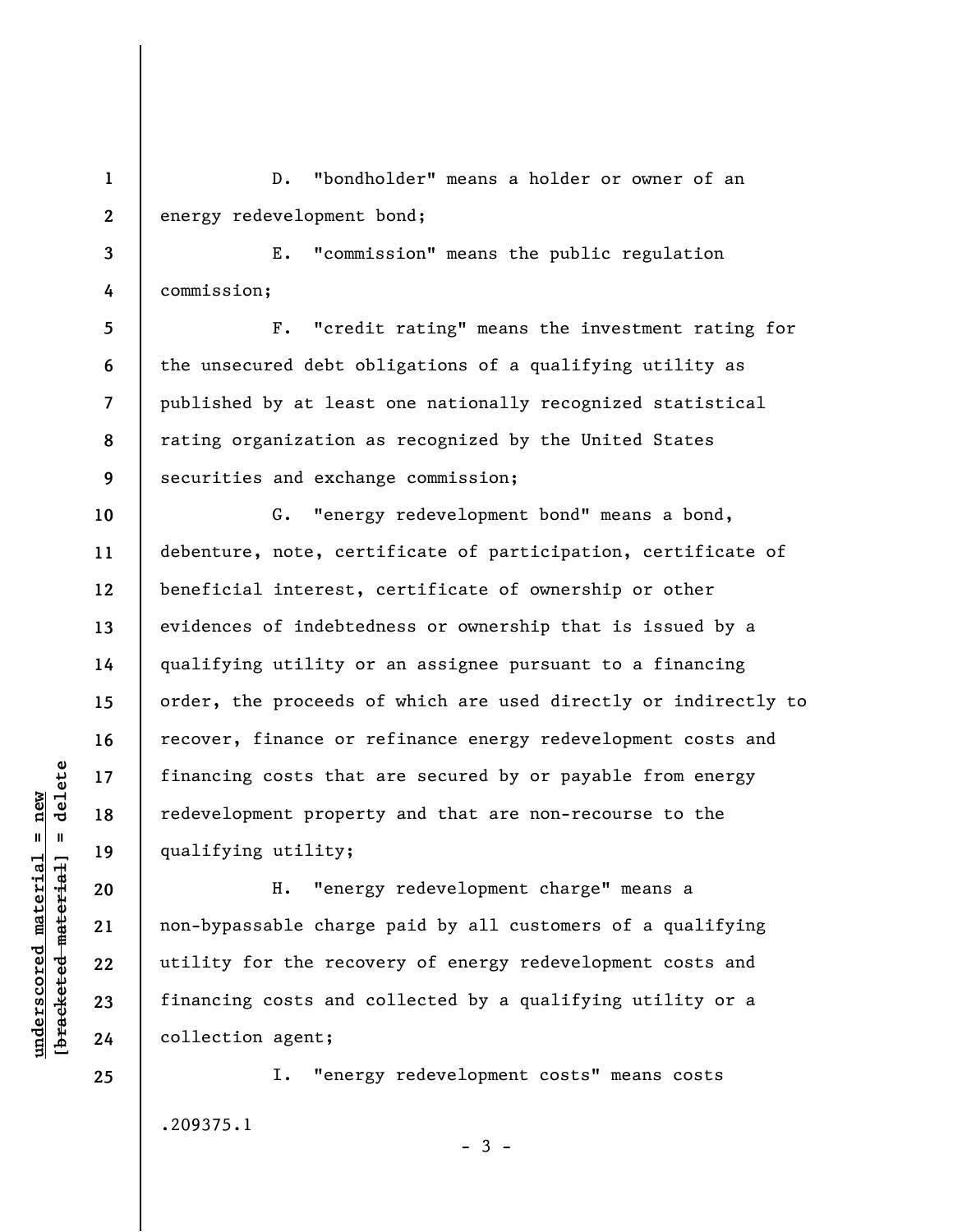D. "bondholder" means a holder or owner of an energy redevelopment bond;

E. "commission" means the public regulation commission;

F. "credit rating" means the investment rating for the unsecured debt obligations of a qualifying utility as published by at least one nationally recognized statistical rating organization as recognized by the United States securities and exchange commission;

G. "energy redevelopment bond" means a bond, debenture, note, certificate of participation, certificate of beneficial interest, certificate of ownership or other evidences of indebtedness or ownership that is issued by a qualifying utility or an assignee pursuant to a financing order, the proceeds of which are used directly or indirectly to recover, finance or refinance energy redevelopment costs and financing costs that are secured by or payable from energy redevelopment property and that are non-recourse to the qualifying utility;

H. "energy redevelopment charge" means a non-bypassable charge paid by all customers of a qualifying utility for the recovery of energy redevelopment costs and financing costs and collected by a qualifying utility or a collection agent;

I. "energy redevelopment costs" means costs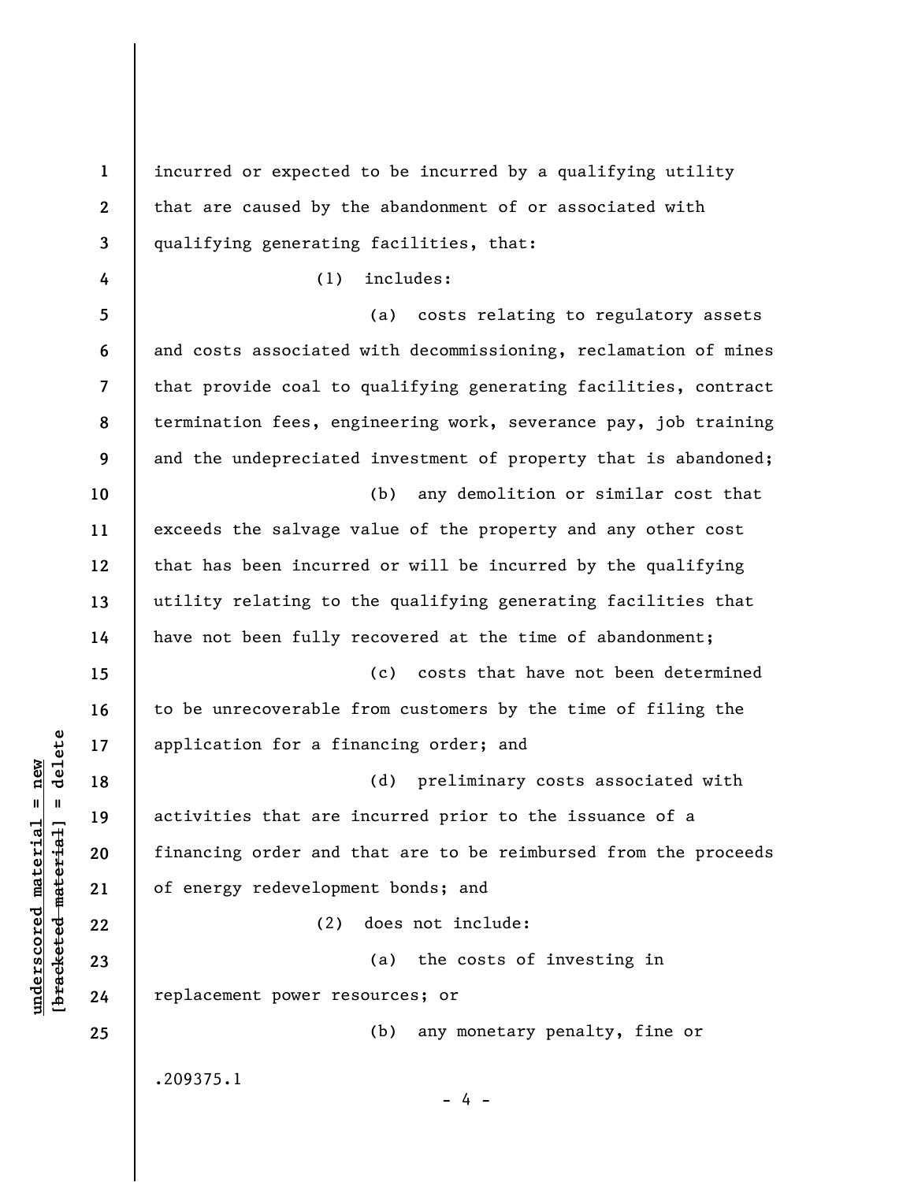incurred or expected to be incurred by a qualifying utility that are caused by the abandonment of or associated with qualifying generating facilities, that:

(1) includes:

(a) costs relating to regulatory assets and costs associated with decommissioning, reclamation of mines that provide coal to qualifying generating facilities, contract termination fees, engineering work, severance pay, job training and the undepreciated investment of property that is abandoned;

(b) any demolition or similar cost that exceeds the salvage value of the property and any other cost that has been incurred or will be incurred by the qualifying utility relating to the qualifying generating facilities that have not been fully recovered at the time of abandonment;

(c) costs that have not been determined to be unrecoverable from customers by the time of filing the application for a financing order; and

(d) preliminary costs associated with activities that are incurred prior to the issuance of a financing order and that are to be reimbursed from the proceeds of energy redevelopment bonds; and

(2) does not include:

(a) the costs of investing in replacement power resources; or

(b) any monetary penalty, fine or

.209375.1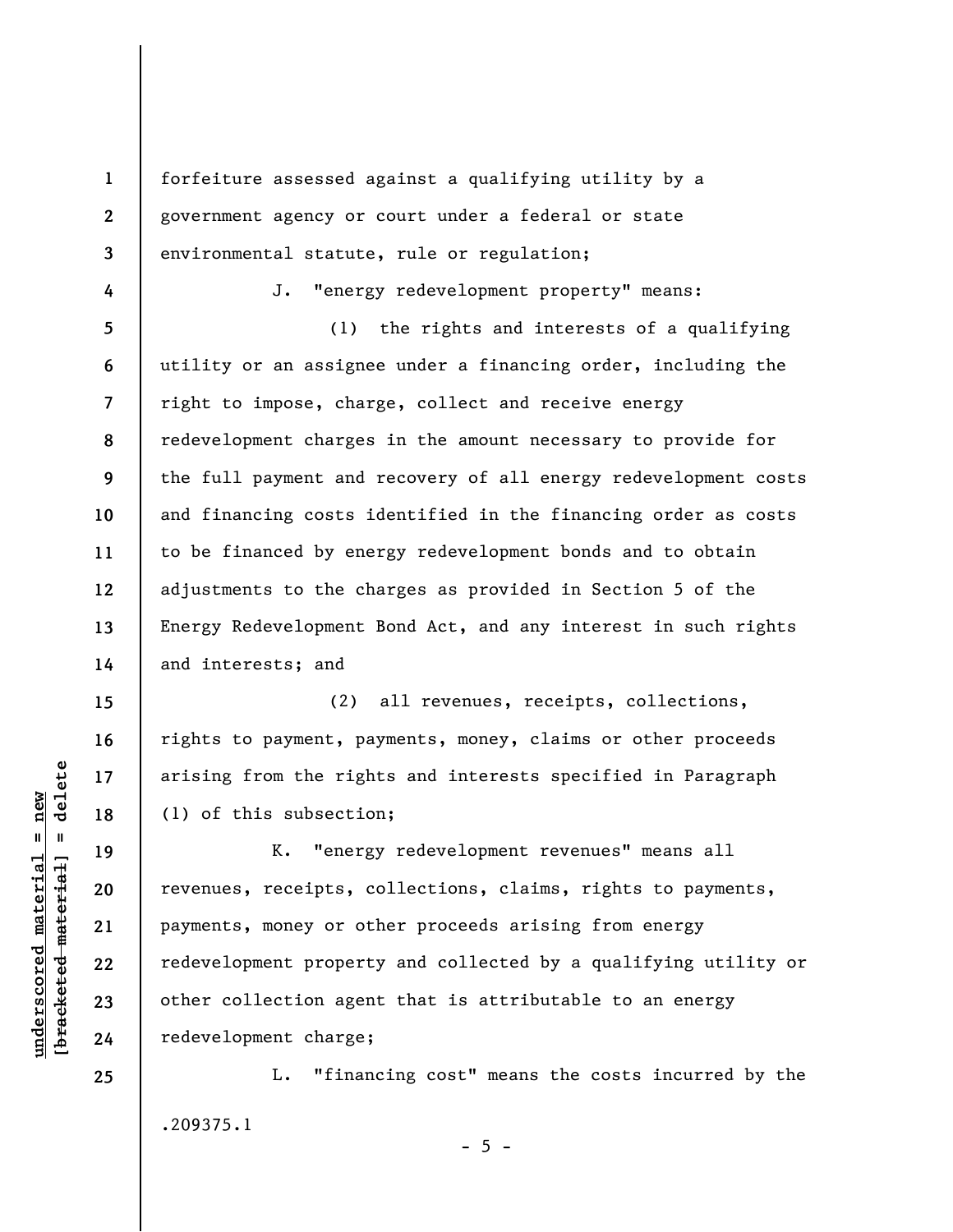forfeiture assessed against a qualifying utility by a government agency or court under a federal or state environmental statute, rule or regulation;

J. "energy redevelopment property" means:

(1) the rights and interests of a qualifying utility or an assignee under a financing order, including the right to impose, charge, collect and receive energy redevelopment charges in the amount necessary to provide for the full payment and recovery of all energy redevelopment costs and financing costs identified in the financing order as costs to be financed by energy redevelopment bonds and to obtain adjustments to the charges as provided in Section 5 of the Energy Redevelopment Bond Act, and any interest in such rights and interests; and

(2) all revenues, receipts, collections, rights to payment, payments, money, claims or other proceeds arising from the rights and interests specified in Paragraph (1) of this subsection;

K. "energy redevelopment revenues" means all revenues, receipts, collections, claims, rights to payments, payments, money or other proceeds arising from energy redevelopment property and collected by a qualifying utility or other collection agent that is attributable to an energy redevelopment charge;

L. "financing cost" means the costs incurred by the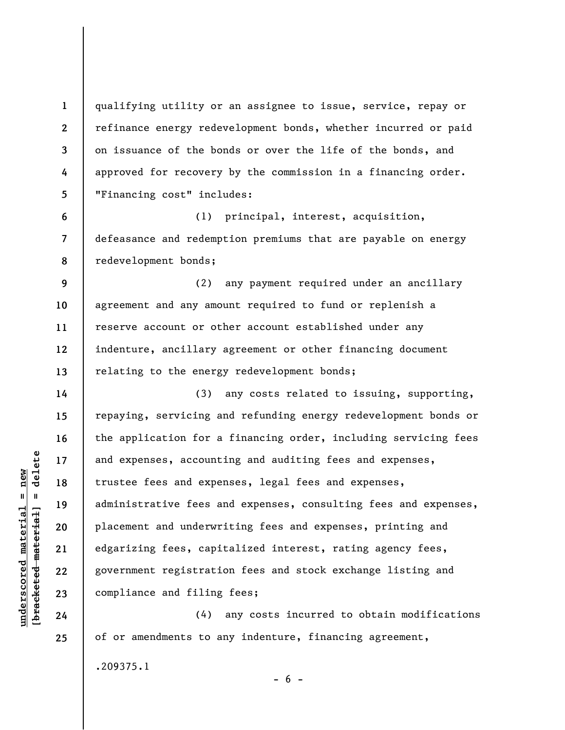qualifying utility or an assignee to issue, service, repay or refinance energy redevelopment bonds, whether incurred or paid on issuance of the bonds or over the life of the bonds, and approved for recovery by the commission in a financing order. "Financing cost" includes:

(1) principal, interest, acquisition, defeasance and redemption premiums that are payable on energy redevelopment bonds;

(2) any payment required under an ancillary agreement and any amount required to fund or replenish a reserve account or other account established under any indenture, ancillary agreement or other financing document relating to the energy redevelopment bonds;

(3) any costs related to issuing, supporting, repaying, servicing and refunding energy redevelopment bonds or the application for a financing order, including servicing fees and expenses, accounting and auditing fees and expenses, trustee fees and expenses, legal fees and expenses, administrative fees and expenses, consulting fees and expenses, placement and underwriting fees and expenses, printing and edgarizing fees, capitalized interest, rating agency fees, government registration fees and stock exchange listing and compliance and filing fees;

(4) any costs incurred to obtain modifications of or amendments to any indenture, financing agreement,

.209375.1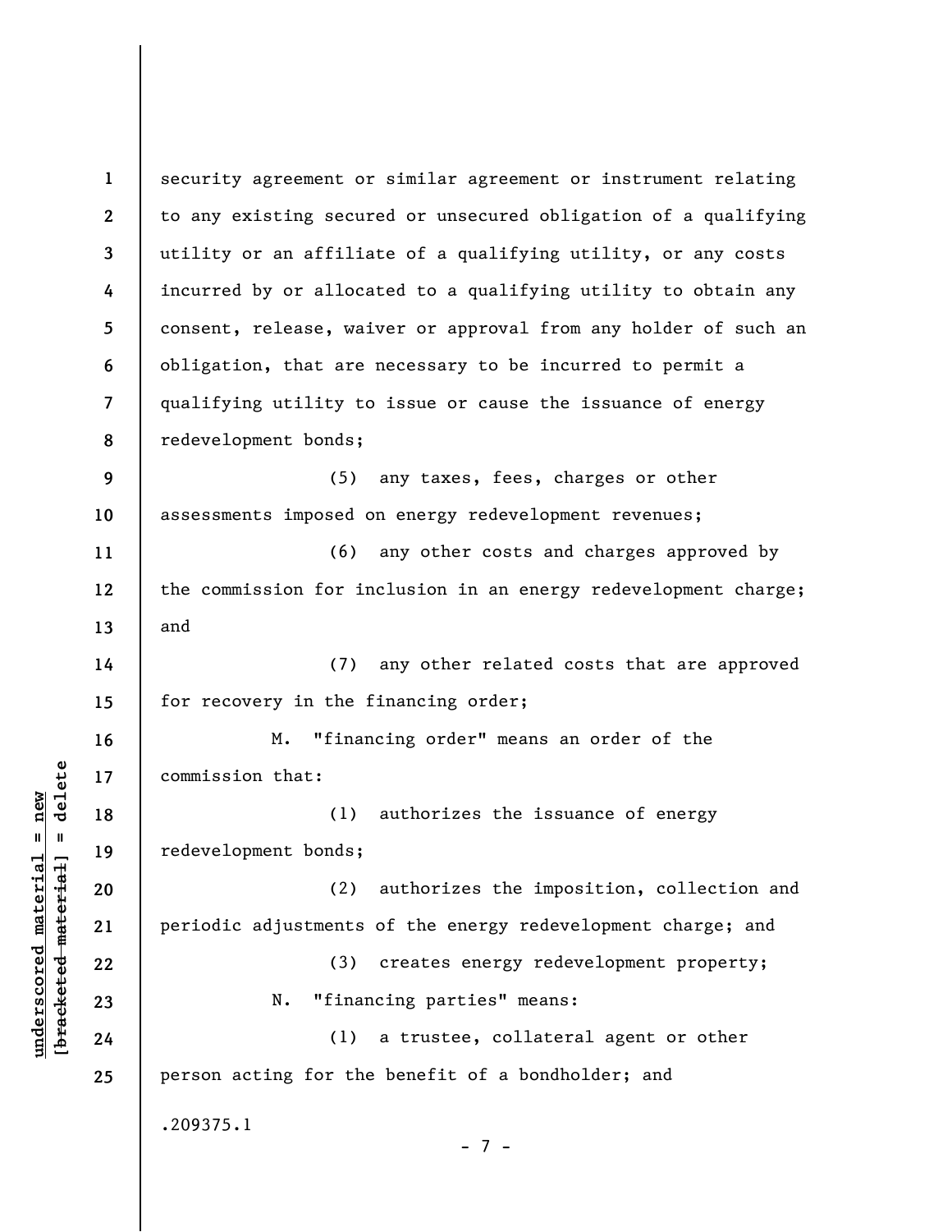security agreement or similar agreement or instrument relating to any existing secured or unsecured obligation of a qualifying utility or an affiliate of a qualifying utility, or any costs incurred by or allocated to a qualifying utility to obtain any consent, release, waiver or approval from any holder of such an obligation, that are necessary to be incurred to permit a qualifying utility to issue or cause the issuance of energy redevelopment bonds;

(5) any taxes, fees, charges or other assessments imposed on energy redevelopment revenues;

(6) any other costs and charges approved by the commission for inclusion in an energy redevelopment charge; and

(7) any other related costs that are approved for recovery in the financing order;

M. "financing order" means an order of the commission that:

(1) authorizes the issuance of energy redevelopment bonds;

(2) authorizes the imposition, collection and periodic adjustments of the energy redevelopment charge; and

(3) creates energy redevelopment property;

N. "financing parties" means:

(1) a trustee, collateral agent or other person acting for the benefit of a bondholder; and

.209375.1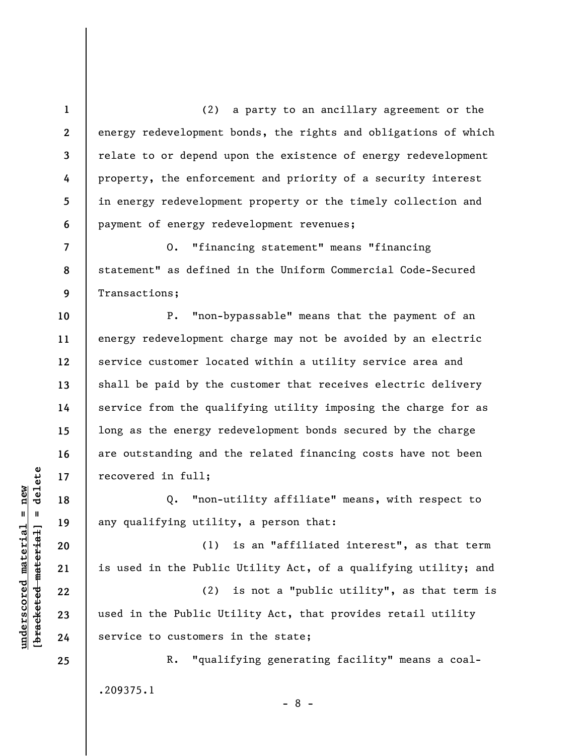(2) a party to an ancillary agreement or the energy redevelopment bonds, the rights and obligations of which relate to or depend upon the existence of energy redevelopment property, the enforcement and priority of a security interest in energy redevelopment property or the timely collection and payment of energy redevelopment revenues;

O. "financing statement" means "financing statement" as defined in the Uniform Commercial Code-Secured Transactions;

P. "non-bypassable" means that the payment of an energy redevelopment charge may not be avoided by an electric service customer located within a utility service area and shall be paid by the customer that receives electric delivery service from the qualifying utility imposing the charge for as long as the energy redevelopment bonds secured by the charge are outstanding and the related financing costs have not been recovered in full;

Q. "non-utility affiliate" means, with respect to any qualifying utility, a person that:

(1) is an "affiliated interest", as that term is used in the Public Utility Act, of a qualifying utility; and

(2) is not a "public utility", as that term is used in the Public Utility Act, that provides retail utility service to customers in the state;

R. "qualifying generating facility" means a coal-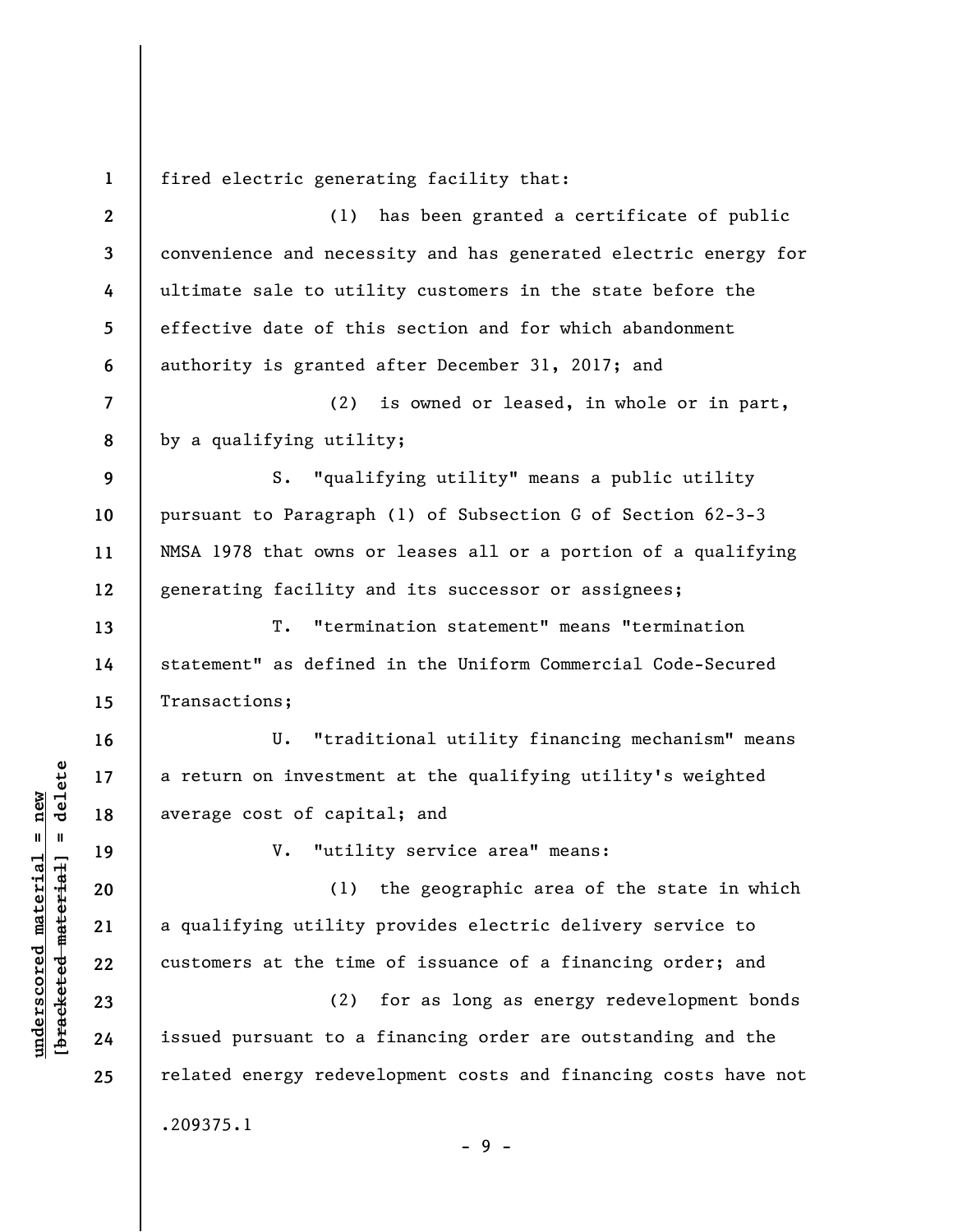fired electric generating facility that:

(1) has been granted a certificate of public convenience and necessity and has generated electric energy for ultimate sale to utility customers in the state before the effective date of this section and for which abandonment authority is granted after December 31, 2017; and

(2) is owned or leased, in whole or in part, by a qualifying utility;

S. "qualifying utility" means a public utility pursuant to Paragraph (1) of Subsection G of Section 62-3-3 NMSA 1978 that owns or leases all or a portion of a qualifying generating facility and its successor or assignees;

T. "termination statement" means "termination statement" as defined in the Uniform Commercial Code-Secured Transactions;

U. "traditional utility financing mechanism" means a return on investment at the qualifying utility's weighted average cost of capital; and

V. "utility service area" means:

(1) the geographic area of the state in which a qualifying utility provides electric delivery service to customers at the time of issuance of a financing order; and

(2) for as long as energy redevelopment bonds issued pursuant to a financing order are outstanding and the related energy redevelopment costs and financing costs have not

.209375.1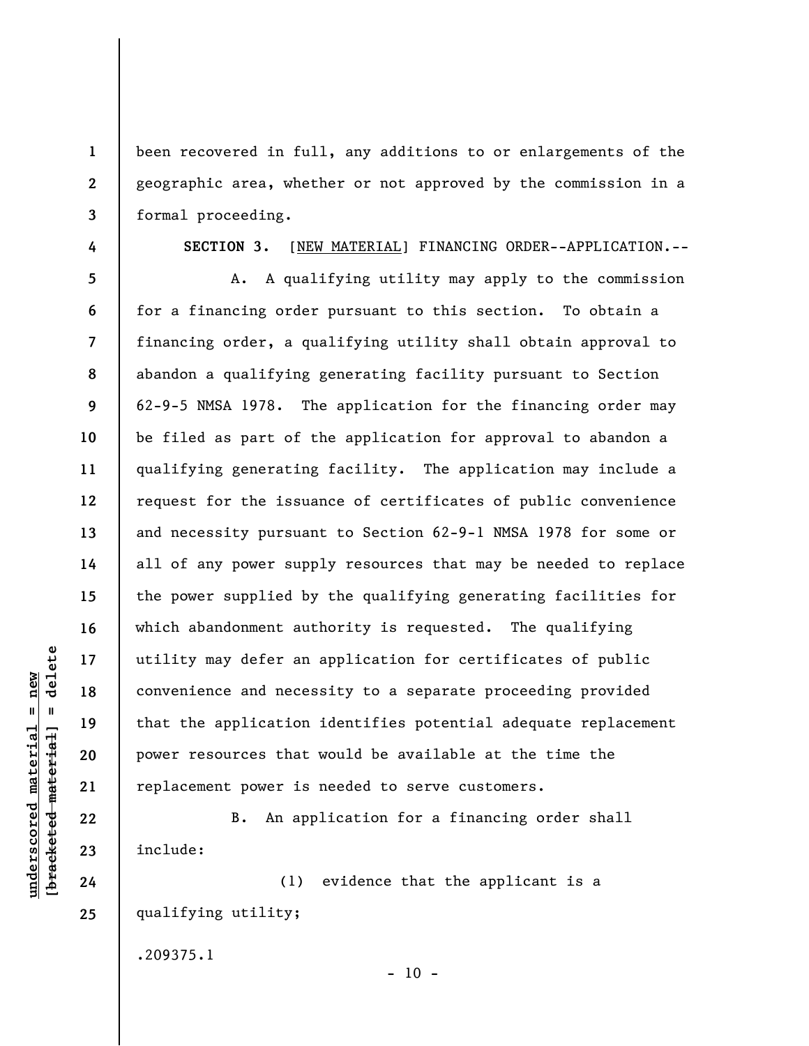been recovered in full, any additions to or enlargements of the geographic area, whether or not approved by the commission in a formal proceeding.

**SECTION 3.** [NEW MATERIAL] FINANCING ORDER--APPLICATION.--

A. A qualifying utility may apply to the commission for a financing order pursuant to this section. To obtain a financing order, a qualifying utility shall obtain approval to abandon a qualifying generating facility pursuant to Section 62-9-5 NMSA 1978. The application for the financing order may be filed as part of the application for approval to abandon a qualifying generating facility. The application may include a request for the issuance of certificates of public convenience and necessity pursuant to Section 62-9-1 NMSA 1978 for some or all of any power supply resources that may be needed to replace the power supplied by the qualifying generating facilities for which abandonment authority is requested. The qualifying utility may defer an application for certificates of public convenience and necessity to a separate proceeding provided that the application identifies potential adequate replacement power resources that would be available at the time the replacement power is needed to serve customers.

B. An application for a financing order shall include:

(1) evidence that the applicant is a qualifying utility;

.209375.1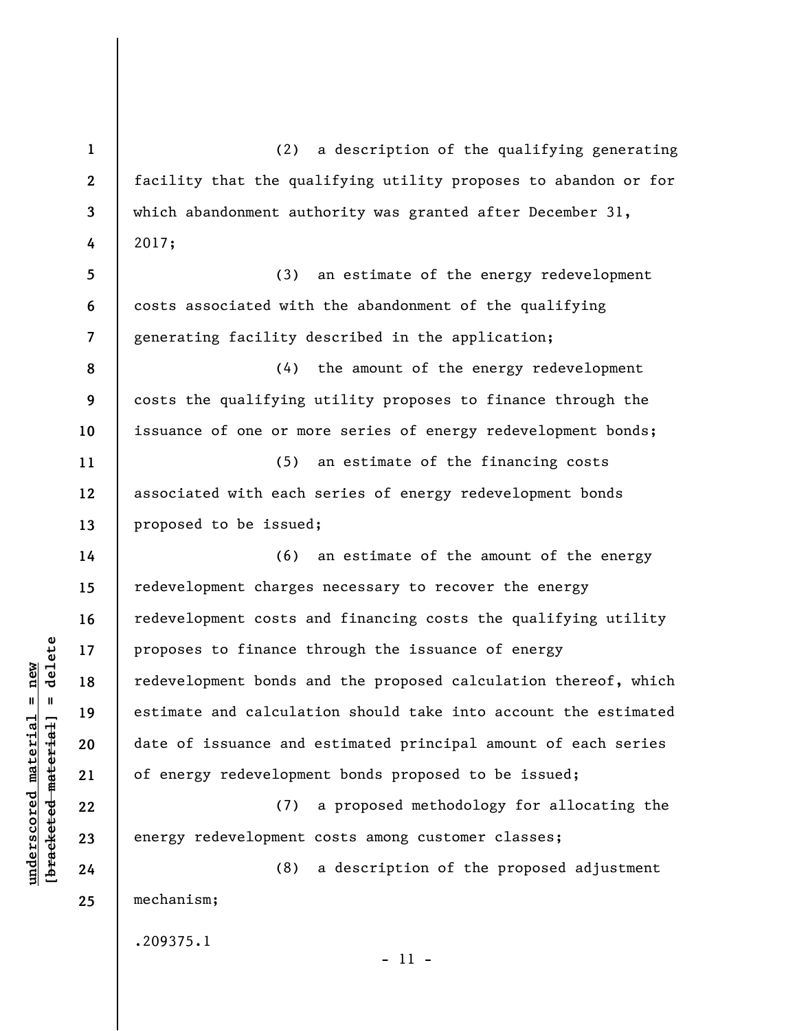(2) a description of the qualifying generating facility that the qualifying utility proposes to abandon or for which abandonment authority was granted after December 31, 2017;

(3) an estimate of the energy redevelopment costs associated with the abandonment of the qualifying generating facility described in the application;

(4) the amount of the energy redevelopment costs the qualifying utility proposes to finance through the issuance of one or more series of energy redevelopment bonds;

(5) an estimate of the financing costs associated with each series of energy redevelopment bonds proposed to be issued;

(6) an estimate of the amount of the energy redevelopment charges necessary to recover the energy redevelopment costs and financing costs the qualifying utility proposes to finance through the issuance of energy redevelopment bonds and the proposed calculation thereof, which estimate and calculation should take into account the estimated date of issuance and estimated principal amount of each series of energy redevelopment bonds proposed to be issued;

(7) a proposed methodology for allocating the energy redevelopment costs among customer classes;

(8) a description of the proposed adjustment mechanism;

.209375.1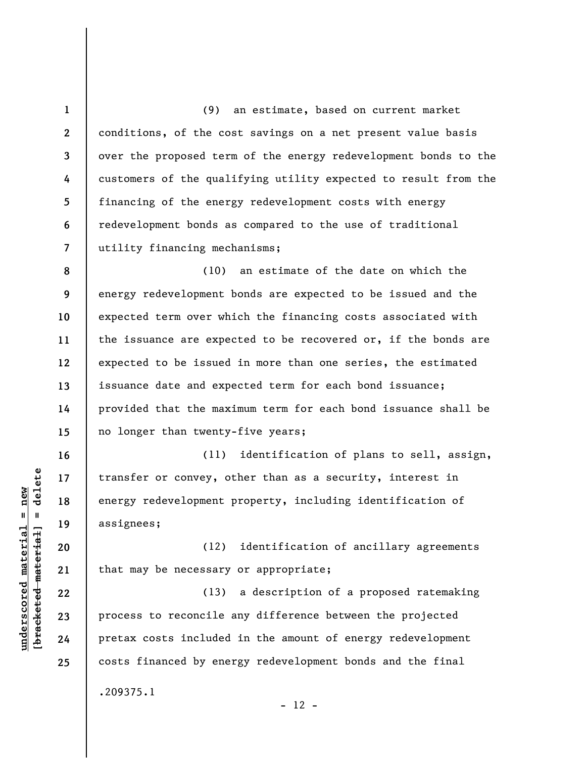(9) an estimate, based on current market conditions, of the cost savings on a net present value basis over the proposed term of the energy redevelopment bonds to the customers of the qualifying utility expected to result from the financing of the energy redevelopment costs with energy redevelopment bonds as compared to the use of traditional utility financing mechanisms;

(10) an estimate of the date on which the energy redevelopment bonds are expected to be issued and the expected term over which the financing costs associated with the issuance are expected to be recovered or, if the bonds are expected to be issued in more than one series, the estimated issuance date and expected term for each bond issuance; provided that the maximum term for each bond issuance shall be no longer than twenty-five years;

(11) identification of plans to sell, assign, transfer or convey, other than as a security, interest in energy redevelopment property, including identification of assignees;

(12) identification of ancillary agreements that may be necessary or appropriate;

(13) a description of a proposed ratemaking process to reconcile any difference between the projected pretax costs included in the amount of energy redevelopment costs financed by energy redevelopment bonds and the final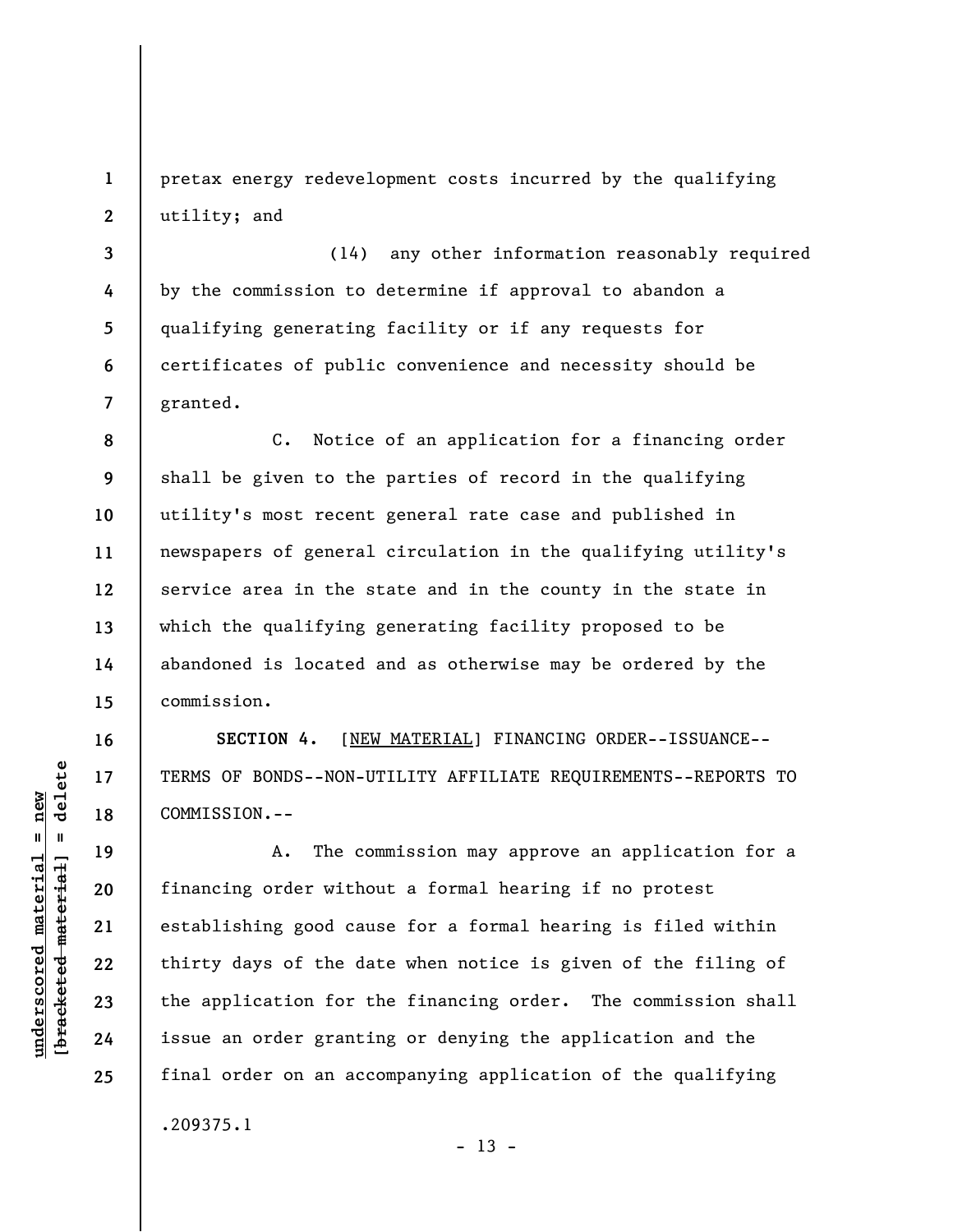pretax energy redevelopment costs incurred by the qualifying utility; and

(14) any other information reasonably required by the commission to determine if approval to abandon a qualifying generating facility or if any requests for certificates of public convenience and necessity should be granted.

C. Notice of an application for a financing order shall be given to the parties of record in the qualifying utility's most recent general rate case and published in newspapers of general circulation in the qualifying utility's service area in the state and in the county in the state in which the qualifying generating facility proposed to be abandoned is located and as otherwise may be ordered by the commission.

**SECTION 4.** [<u>NEW MATERIAL</u>] FINANCING ORDER--ISSUANCE--TERMS OF BONDS--NON-UTILITY AFFILIATE REQUIREMENTS--REPORTS TO COMMISSION.--

A. The commission may approve an application for a financing order without a formal hearing if no protest establishing good cause for a formal hearing is filed within thirty days of the date when notice is given of the filing of the application for the financing order. The commission shall issue an order granting or denying the application and the final order on an accompanying application of the qualifying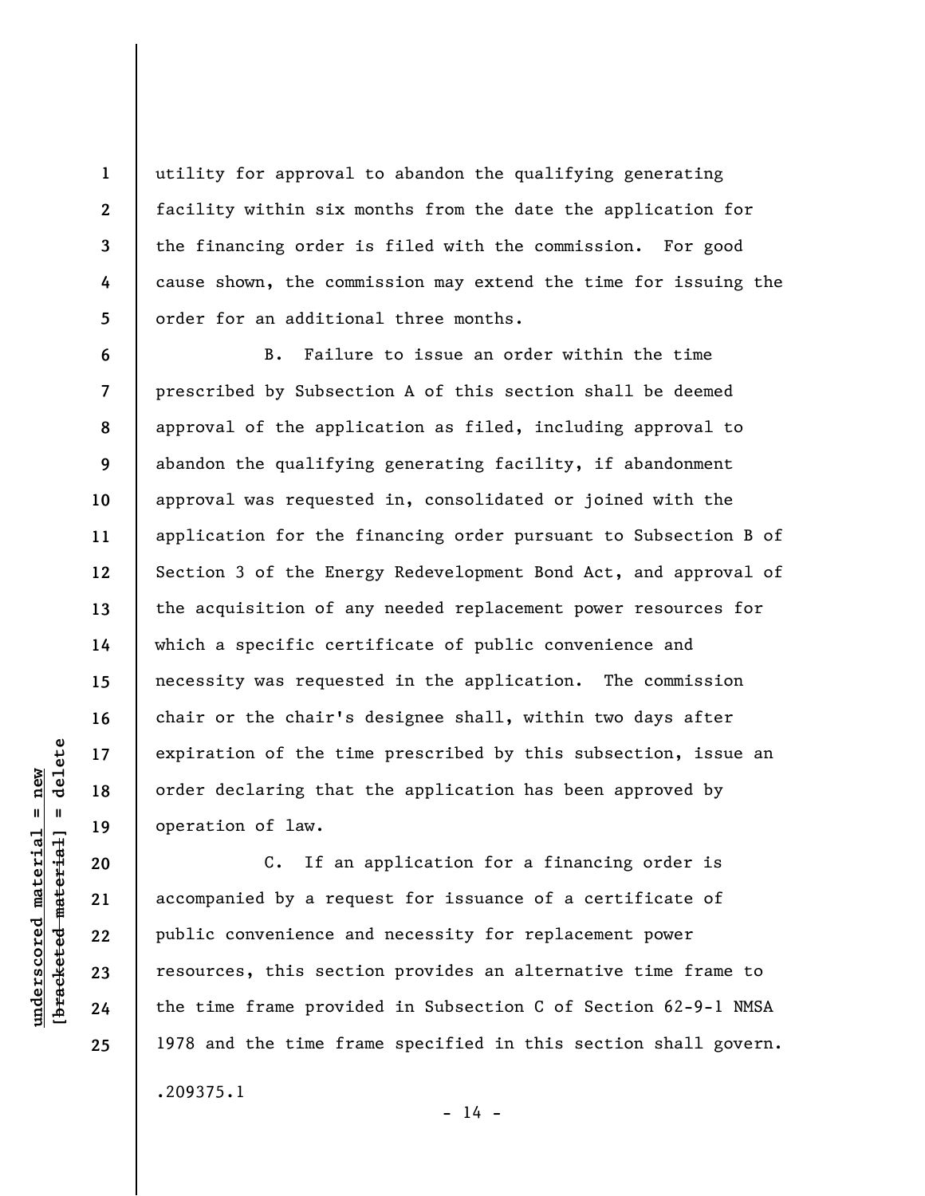utility for approval to abandon the qualifying generating facility within six months from the date the application for the financing order is filed with the commission. For good cause shown, the commission may extend the time for issuing the order for an additional three months.

B. Failure to issue an order within the time prescribed by Subsection A of this section shall be deemed approval of the application as filed, including approval to abandon the qualifying generating facility, if abandonment approval was requested in, consolidated or joined with the application for the financing order pursuant to Subsection B of Section 3 of the Energy Redevelopment Bond Act, and approval of the acquisition of any needed replacement power resources for which a specific certificate of public convenience and necessity was requested in the application. The commission chair or the chair's designee shall, within two days after expiration of the time prescribed by this subsection, issue an order declaring that the application has been approved by operation of law.

C. If an application for a financing order is accompanied by a request for issuance of a certificate of public convenience and necessity for replacement power resources, this section provides an alternative time frame to the time frame provided in Subsection C of Section 62-9-1 NMSA 1978 and the time frame specified in this section shall govern.

.209375.1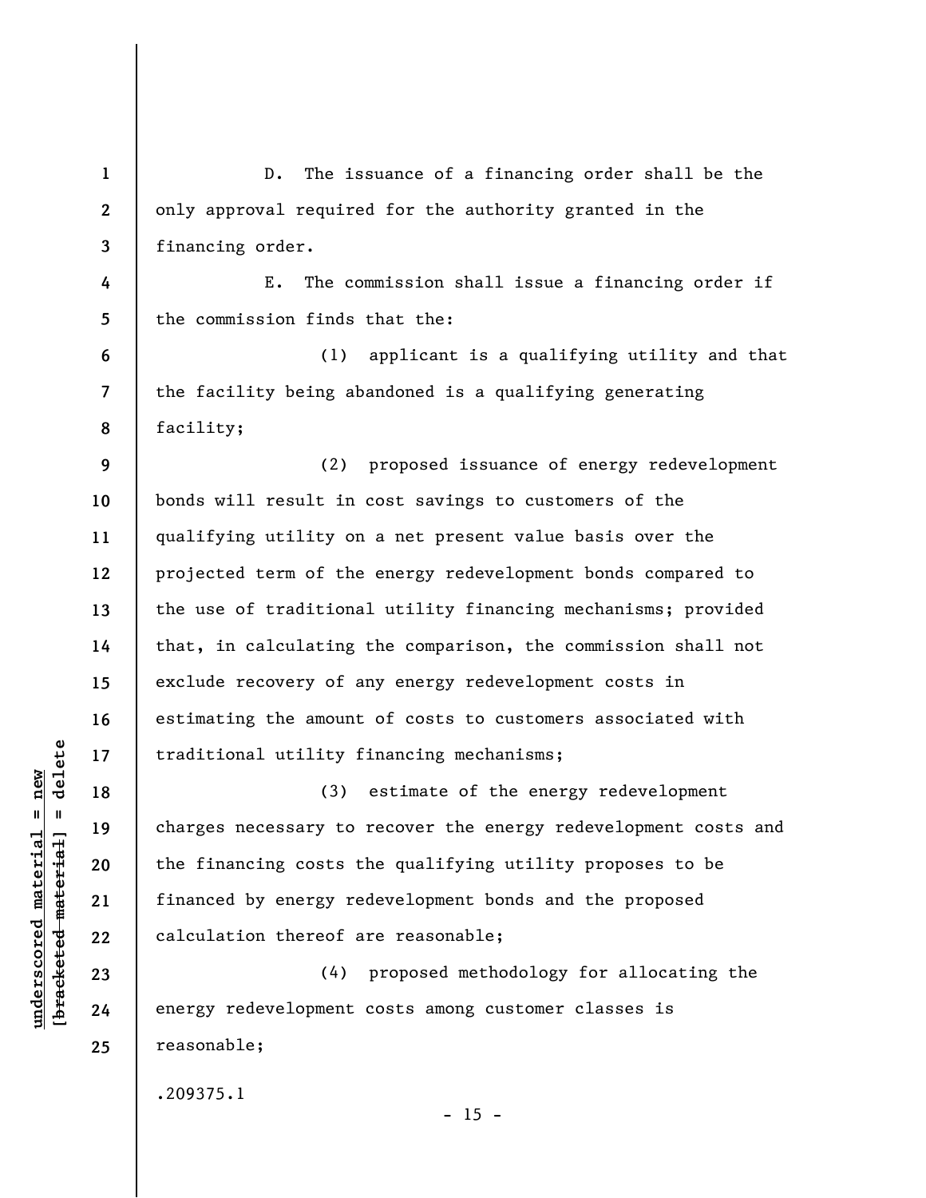D. The issuance of a financing order shall be the only approval required for the authority granted in the financing order.

E. The commission shall issue a financing order if the commission finds that the:

(1) applicant is a qualifying utility and that the facility being abandoned is a qualifying generating facility;

(2) proposed issuance of energy redevelopment bonds will result in cost savings to customers of the qualifying utility on a net present value basis over the projected term of the energy redevelopment bonds compared to the use of traditional utility financing mechanisms; provided that, in calculating the comparison, the commission shall not exclude recovery of any energy redevelopment costs in estimating the amount of costs to customers associated with traditional utility financing mechanisms;

(3) estimate of the energy redevelopment charges necessary to recover the energy redevelopment costs and the financing costs the qualifying utility proposes to be financed by energy redevelopment bonds and the proposed calculation thereof are reasonable;

(4) proposed methodology for allocating the energy redevelopment costs among customer classes is reasonable;

.209375.1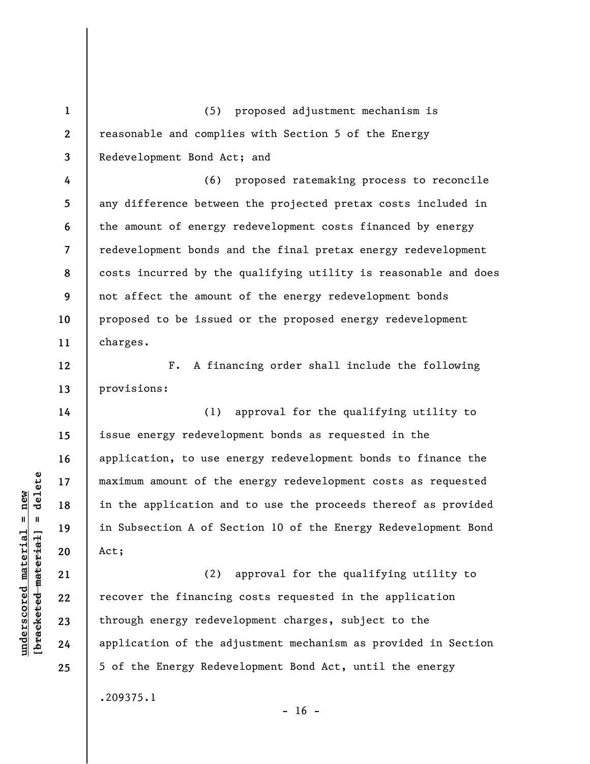(5) proposed adjustment mechanism is reasonable and complies with Section 5 of the Energy Redevelopment Bond Act; and

(6) proposed ratemaking process to reconcile any difference between the projected pretax costs included in the amount of energy redevelopment costs financed by energy redevelopment bonds and the final pretax energy redevelopment costs incurred by the qualifying utility is reasonable and does not affect the amount of the energy redevelopment bonds proposed to be issued or the proposed energy redevelopment charges.

F. A financing order shall include the following provisions:

(1) approval for the qualifying utility to issue energy redevelopment bonds as requested in the application, to use energy redevelopment bonds to finance the maximum amount of the energy redevelopment costs as requested in the application and to use the proceeds thereof as provided in Subsection A of Section 10 of the Energy Redevelopment Bond Act;

(2) approval for the qualifying utility to recover the financing costs requested in the application through energy redevelopment charges, subject to the application of the adjustment mechanism as provided in Section 5 of the Energy Redevelopment Bond Act, until the energy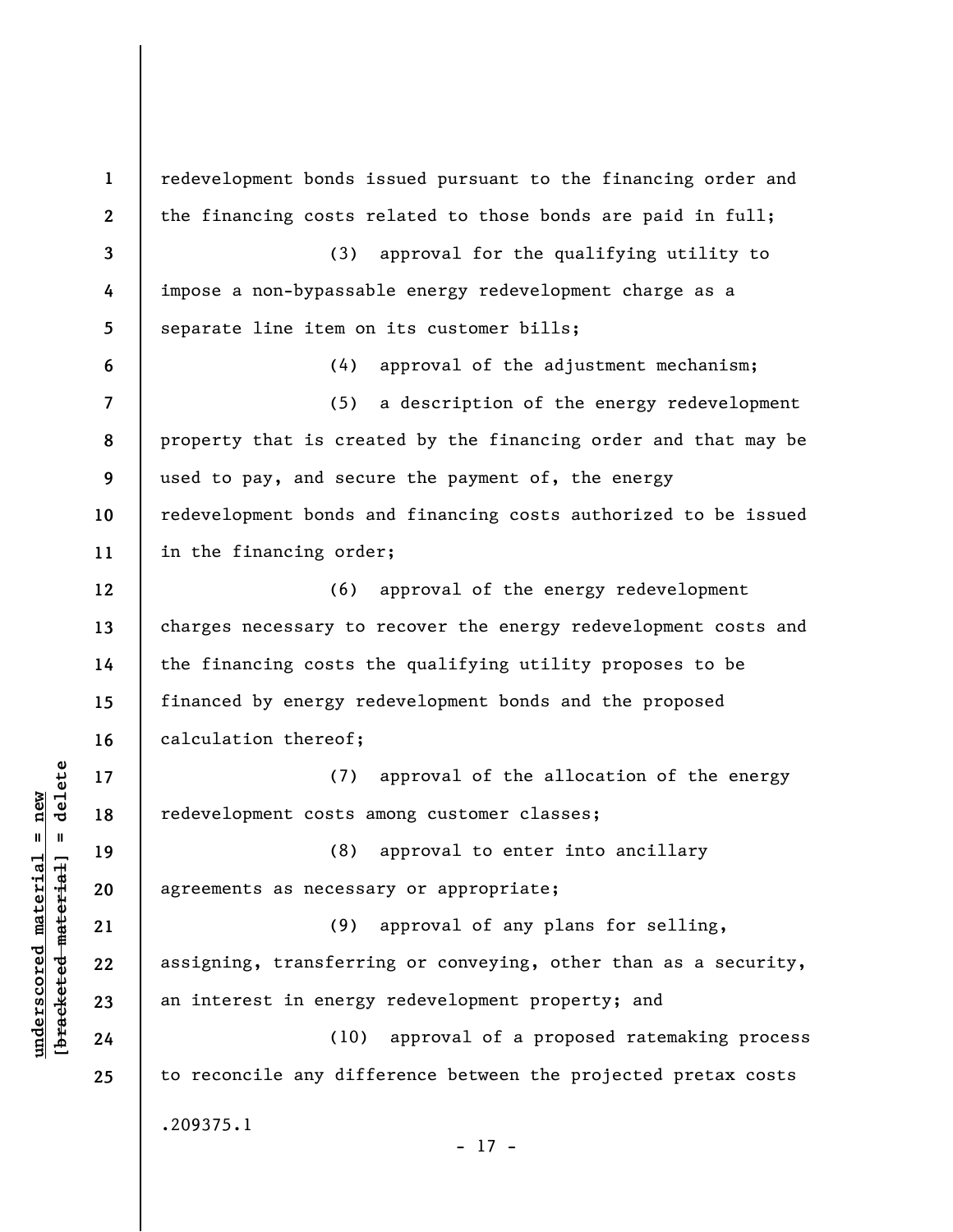redevelopment bonds issued pursuant to the financing order and the financing costs related to those bonds are paid in full;

(3) approval for the qualifying utility to impose a non-bypassable energy redevelopment charge as a separate line item on its customer bills;

(4) approval of the adjustment mechanism;

(5) a description of the energy redevelopment property that is created by the financing order and that may be used to pay, and secure the payment of, the energy redevelopment bonds and financing costs authorized to be issued in the financing order;

(6) approval of the energy redevelopment charges necessary to recover the energy redevelopment costs and the financing costs the qualifying utility proposes to be financed by energy redevelopment bonds and the proposed calculation thereof;

(7) approval of the allocation of the energy redevelopment costs among customer classes;

(8) approval to enter into ancillary agreements as necessary or appropriate;

(9) approval of any plans for selling, assigning, transferring or conveying, other than as a security, an interest in energy redevelopment property; and

(10) approval of a proposed ratemaking process to reconcile any difference between the projected pretax costs

.209375.1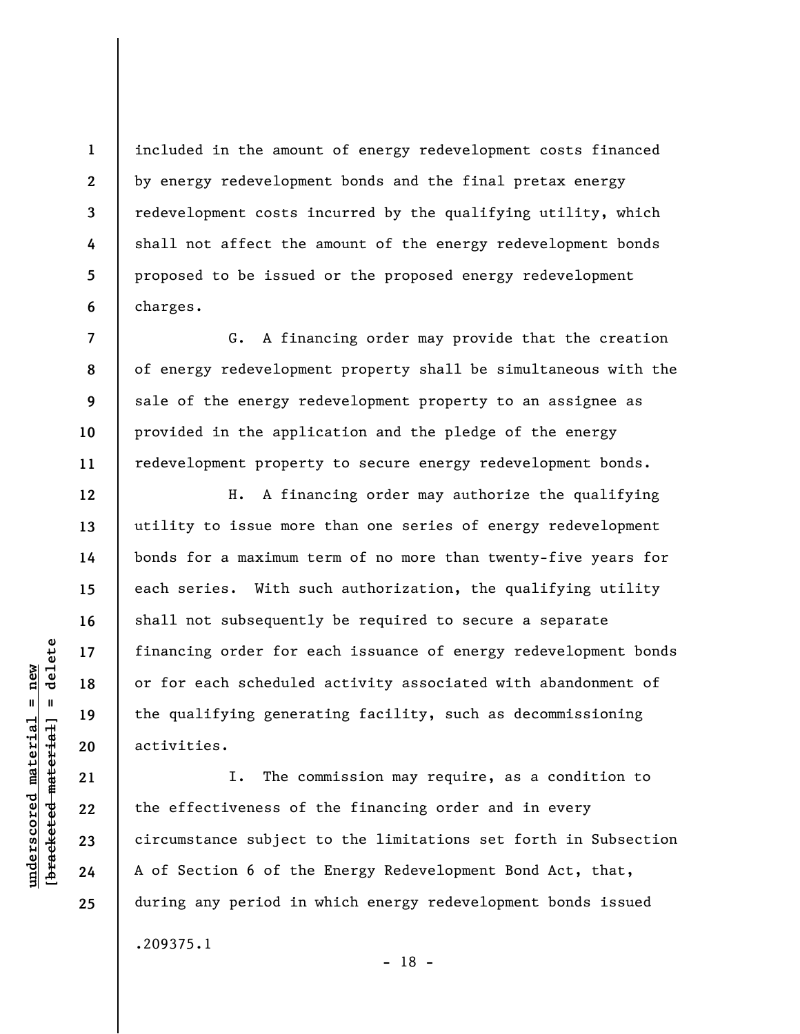included in the amount of energy redevelopment costs financed by energy redevelopment bonds and the final pretax energy redevelopment costs incurred by the qualifying utility, which shall not affect the amount of the energy redevelopment bonds proposed to be issued or the proposed energy redevelopment charges.

G. A financing order may provide that the creation of energy redevelopment property shall be simultaneous with the sale of the energy redevelopment property to an assignee as provided in the application and the pledge of the energy redevelopment property to secure energy redevelopment bonds.

H. A financing order may authorize the qualifying utility to issue more than one series of energy redevelopment bonds for a maximum term of no more than twenty-five years for each series. With such authorization, the qualifying utility shall not subsequently be required to secure a separate financing order for each issuance of energy redevelopment bonds or for each scheduled activity associated with abandonment of the qualifying generating facility, such as decommissioning activities.

I. The commission may require, as a condition to the effectiveness of the financing order and in every circumstance subject to the limitations set forth in Subsection A of Section 6 of the Energy Redevelopment Bond Act, that, during any period in which energy redevelopment bonds issued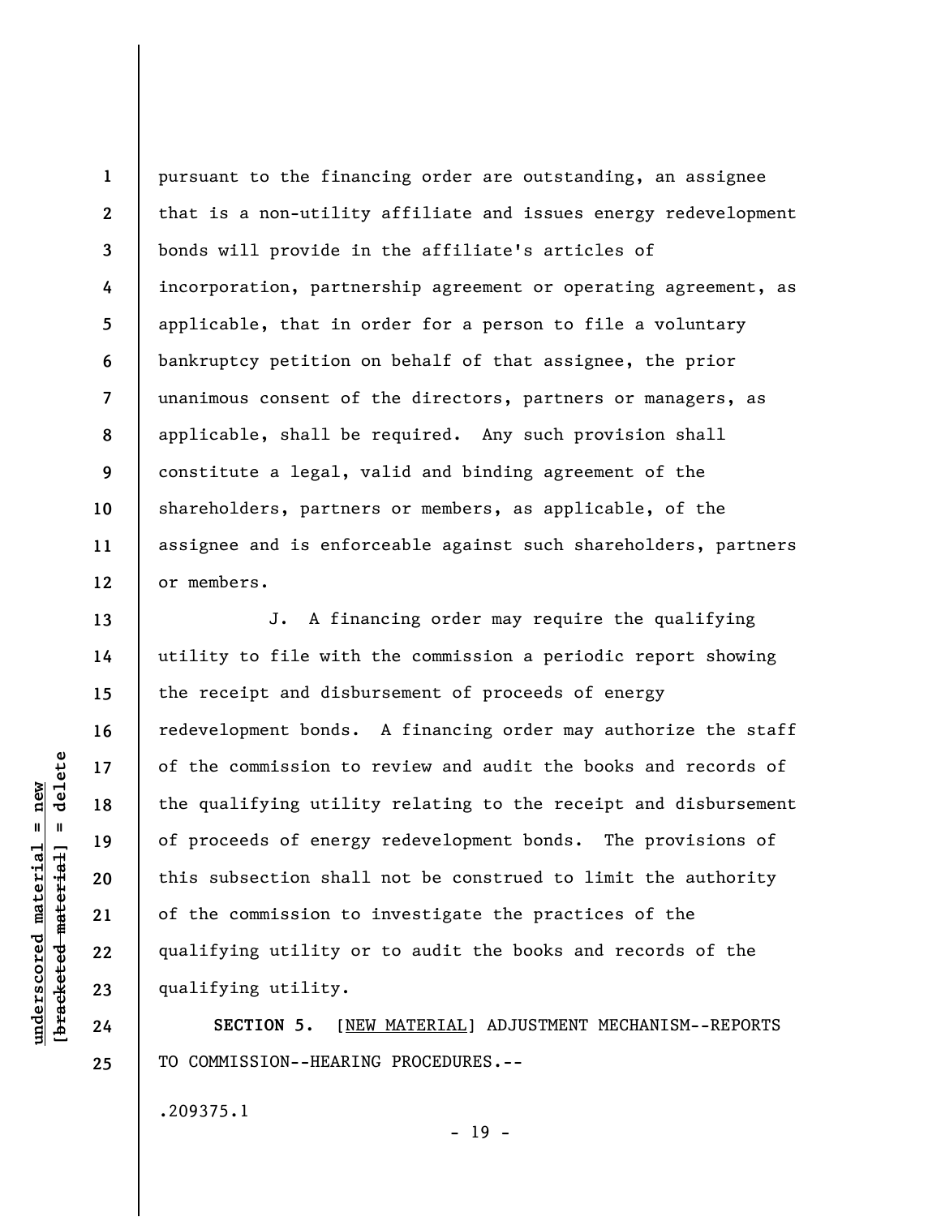pursuant to the financing order are outstanding, an assignee that is a non-utility affiliate and issues energy redevelopment bonds will provide in the affiliate's articles of incorporation, partnership agreement or operating agreement, as applicable, that in order for a person to file a voluntary bankruptcy petition on behalf of that assignee, the prior unanimous consent of the directors, partners or managers, as applicable, shall be required. Any such provision shall constitute a legal, valid and binding agreement of the shareholders, partners or members, as applicable, of the assignee and is enforceable against such shareholders, partners or members.

J. A financing order may require the qualifying utility to file with the commission a periodic report showing the receipt and disbursement of proceeds of energy redevelopment bonds. A financing order may authorize the staff of the commission to review and audit the books and records of the qualifying utility relating to the receipt and disbursement of proceeds of energy redevelopment bonds. The provisions of this subsection shall not be construed to limit the authority of the commission to investigate the practices of the qualifying utility or to audit the books and records of the qualifying utility.

**SECTION 5.** [NEW MATERIAL] ADJUSTMENT MECHANISM--REPORTS TO COMMISSION--HEARING PROCEDURES.--

.209375.1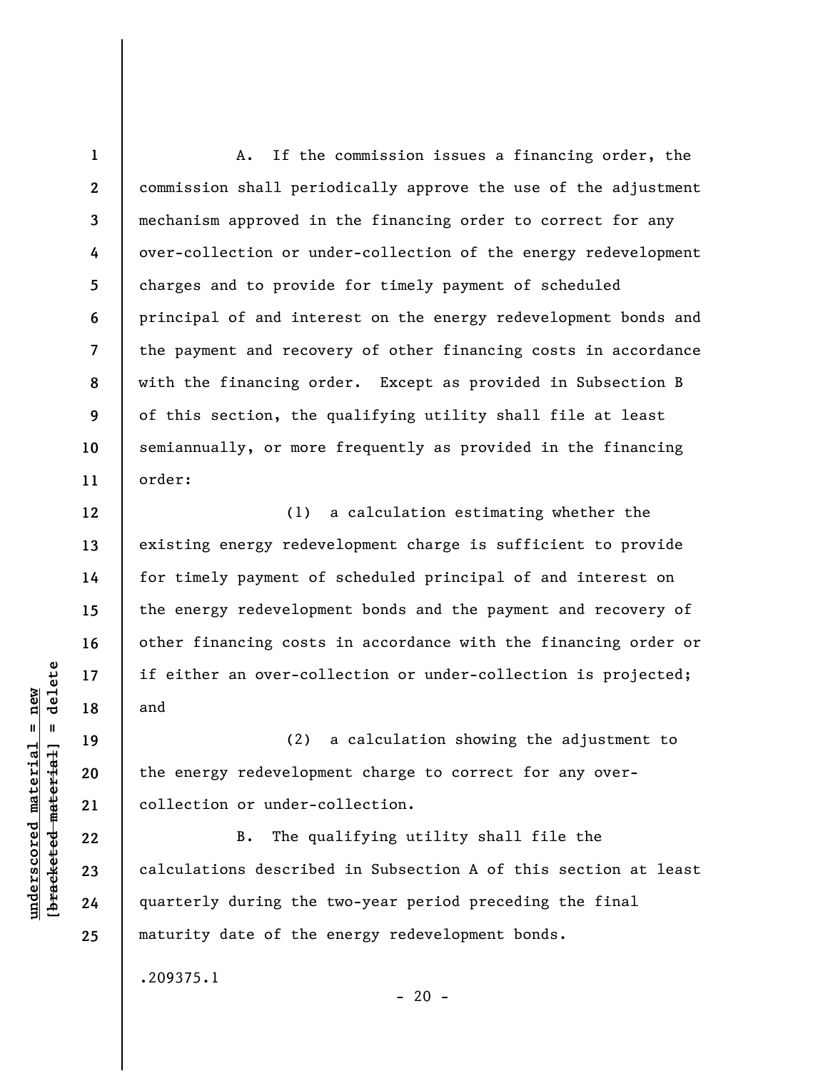A. If the commission issues a financing order, the commission shall periodically approve the use of the adjustment mechanism approved in the financing order to correct for any over-collection or under-collection of the energy redevelopment charges and to provide for timely payment of scheduled principal of and interest on the energy redevelopment bonds and the payment and recovery of other financing costs in accordance with the financing order. Except as provided in Subsection B of this section, the qualifying utility shall file at least semiannually, or more frequently as provided in the financing order:

(1) a calculation estimating whether the existing energy redevelopment charge is sufficient to provide for timely payment of scheduled principal of and interest on the energy redevelopment bonds and the payment and recovery of other financing costs in accordance with the financing order or if either an over-collection or under-collection is projected; and

(2) a calculation showing the adjustment to the energy redevelopment charge to correct for any over-collection or under-collection.

B. The qualifying utility shall file the calculations described in Subsection A of this section at least quarterly during the two-year period preceding the final maturity date of the energy redevelopment bonds.

.209375.1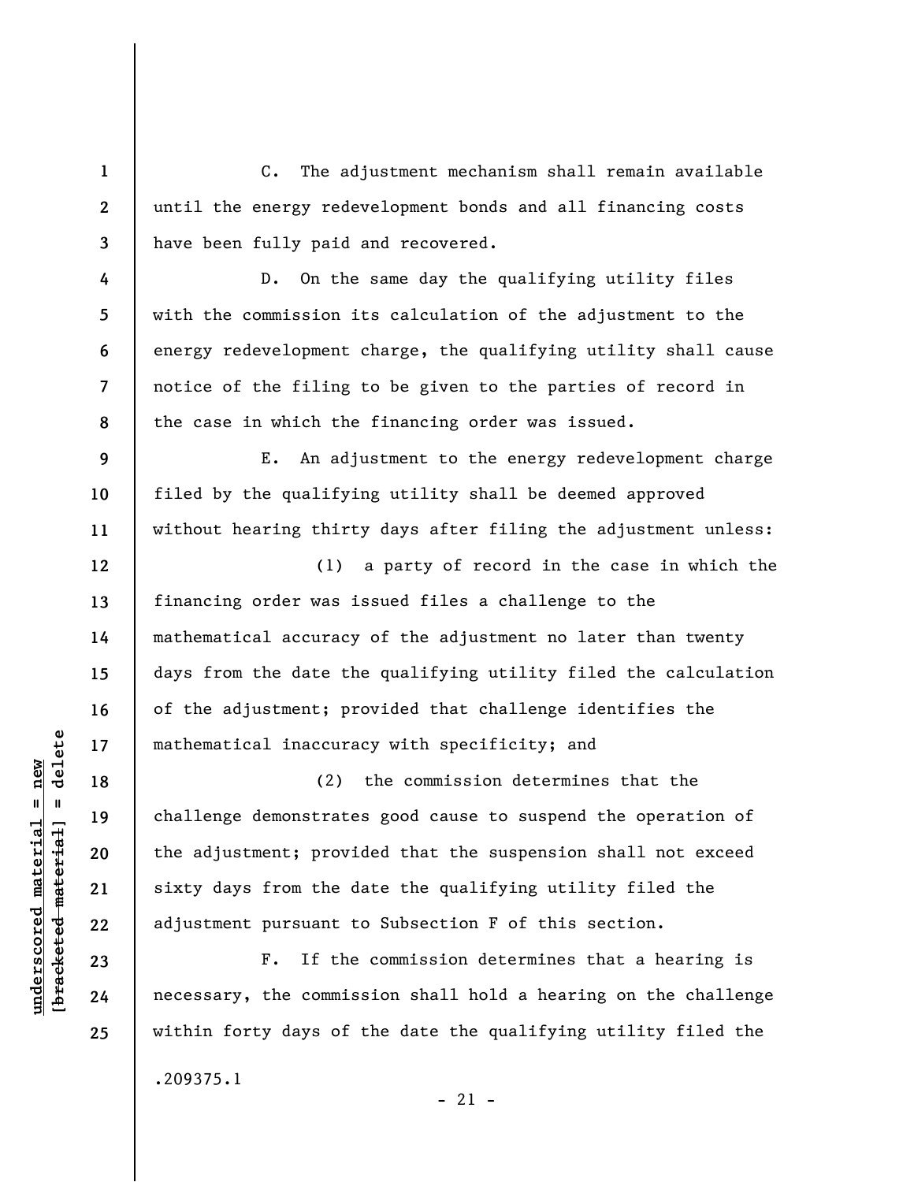C. The adjustment mechanism shall remain available until the energy redevelopment bonds and all financing costs have been fully paid and recovered.

D. On the same day the qualifying utility files with the commission its calculation of the adjustment to the energy redevelopment charge, the qualifying utility shall cause notice of the filing to be given to the parties of record in the case in which the financing order was issued.

E. An adjustment to the energy redevelopment charge filed by the qualifying utility shall be deemed approved without hearing thirty days after filing the adjustment unless:

(1) a party of record in the case in which the financing order was issued files a challenge to the mathematical accuracy of the adjustment no later than twenty days from the date the qualifying utility filed the calculation of the adjustment; provided that challenge identifies the mathematical inaccuracy with specificity; and

(2) the commission determines that the challenge demonstrates good cause to suspend the operation of the adjustment; provided that the suspension shall not exceed sixty days from the date the qualifying utility filed the adjustment pursuant to Subsection F of this section.

F. If the commission determines that a hearing is necessary, the commission shall hold a hearing on the challenge within forty days of the date the qualifying utility filed the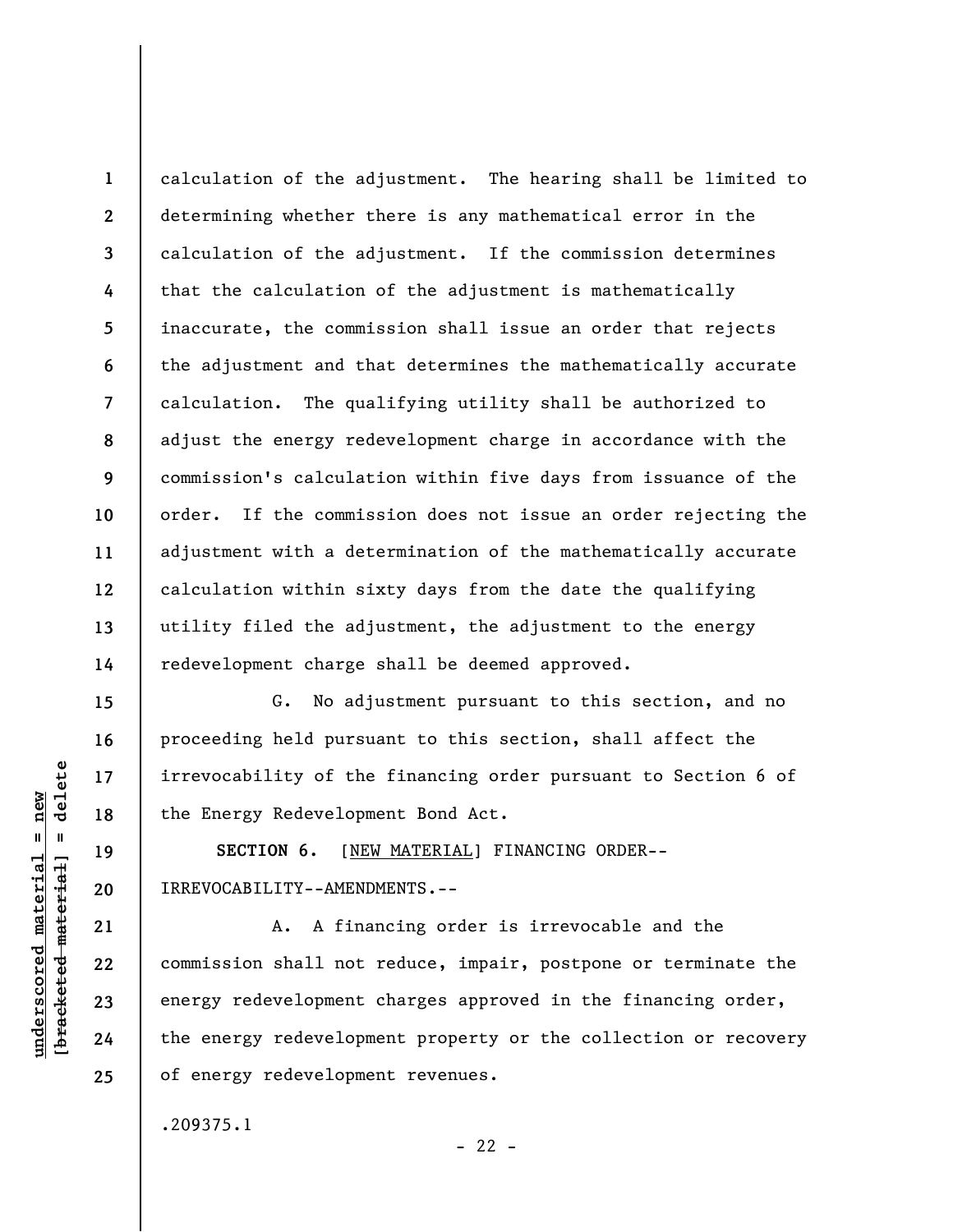calculation of the adjustment. The hearing shall be limited to determining whether there is any mathematical error in the calculation of the adjustment. If the commission determines that the calculation of the adjustment is mathematically inaccurate, the commission shall issue an order that rejects the adjustment and that determines the mathematically accurate calculation. The qualifying utility shall be authorized to adjust the energy redevelopment charge in accordance with the commission's calculation within five days from issuance of the order. If the commission does not issue an order rejecting the adjustment with a determination of the mathematically accurate calculation within sixty days from the date the qualifying utility filed the adjustment, the adjustment to the energy redevelopment charge shall be deemed approved.

G. No adjustment pursuant to this section, and no proceeding held pursuant to this section, shall affect the irrevocability of the financing order pursuant to Section 6 of the Energy Redevelopment Bond Act.

**SECTION 6.** [NEW MATERIAL] FINANCING ORDER--IRREVOCABILITY--AMENDMENTS.--

A. A financing order is irrevocable and the commission shall not reduce, impair, postpone or terminate the energy redevelopment charges approved in the financing order, the energy redevelopment property or the collection or recovery of energy redevelopment revenues.

.209375.1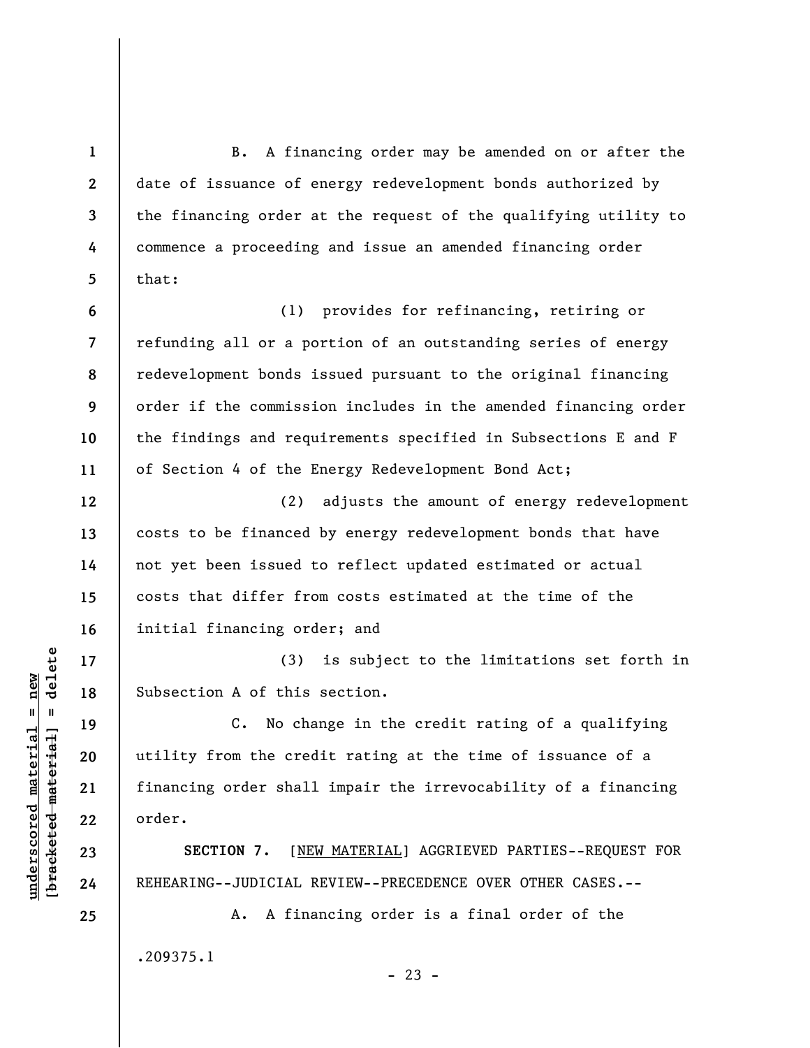B. A financing order may be amended on or after the date of issuance of energy redevelopment bonds authorized by the financing order at the request of the qualifying utility to commence a proceeding and issue an amended financing order that:

(1) provides for refinancing, retiring or refunding all or a portion of an outstanding series of energy redevelopment bonds issued pursuant to the original financing order if the commission includes in the amended financing order the findings and requirements specified in Subsections E and F of Section 4 of the Energy Redevelopment Bond Act;

(2) adjusts the amount of energy redevelopment costs to be financed by energy redevelopment bonds that have not yet been issued to reflect updated estimated or actual costs that differ from costs estimated at the time of the initial financing order; and

(3) is subject to the limitations set forth in Subsection A of this section.

C. No change in the credit rating of a qualifying utility from the credit rating at the time of issuance of a financing order shall impair the irrevocability of a financing order.

**SECTION 7.** [NEW MATERIAL] AGGRIEVED PARTIES--REQUEST FOR REHEARING--JUDICIAL REVIEW--PRECEDENCE OVER OTHER CASES.--

A. A financing order is a final order of the

.209375.1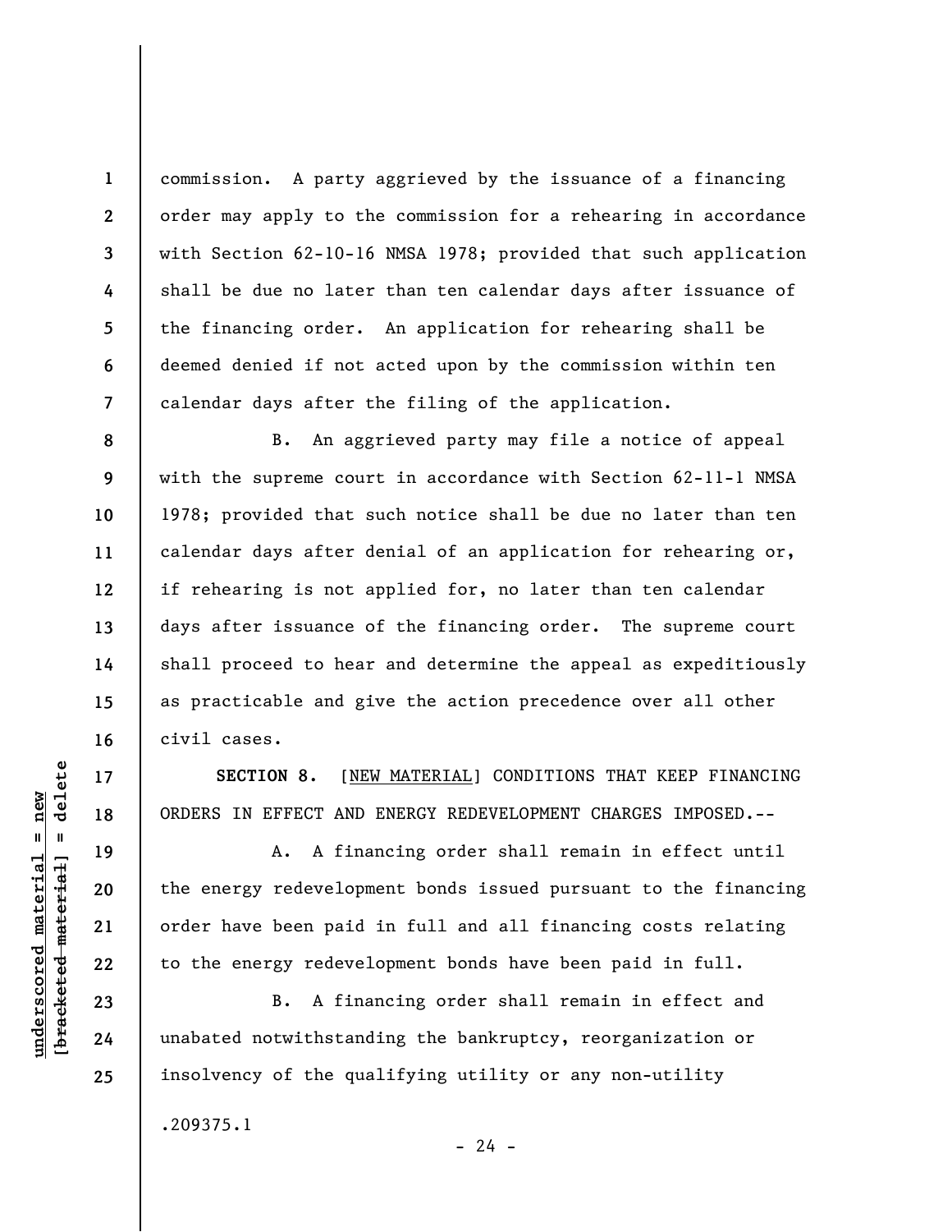commission. A party aggrieved by the issuance of a financing order may apply to the commission for a rehearing in accordance with Section 62-10-16 NMSA 1978; provided that such application shall be due no later than ten calendar days after issuance of the financing order. An application for rehearing shall be deemed denied if not acted upon by the commission within ten calendar days after the filing of the application.

B. An aggrieved party may file a notice of appeal with the supreme court in accordance with Section 62-11-1 NMSA 1978; provided that such notice shall be due no later than ten calendar days after denial of an application for rehearing or, if rehearing is not applied for, no later than ten calendar days after issuance of the financing order. The supreme court shall proceed to hear and determine the appeal as expeditiously as practicable and give the action precedence over all other civil cases.

**SECTION 8.** [NEW MATERIAL] CONDITIONS THAT KEEP FINANCING ORDERS IN EFFECT AND ENERGY REDEVELOPMENT CHARGES IMPOSED.--

A. A financing order shall remain in effect until the energy redevelopment bonds issued pursuant to the financing order have been paid in full and all financing costs relating to the energy redevelopment bonds have been paid in full.

B. A financing order shall remain in effect and unabated notwithstanding the bankruptcy, reorganization or insolvency of the qualifying utility or any non-utility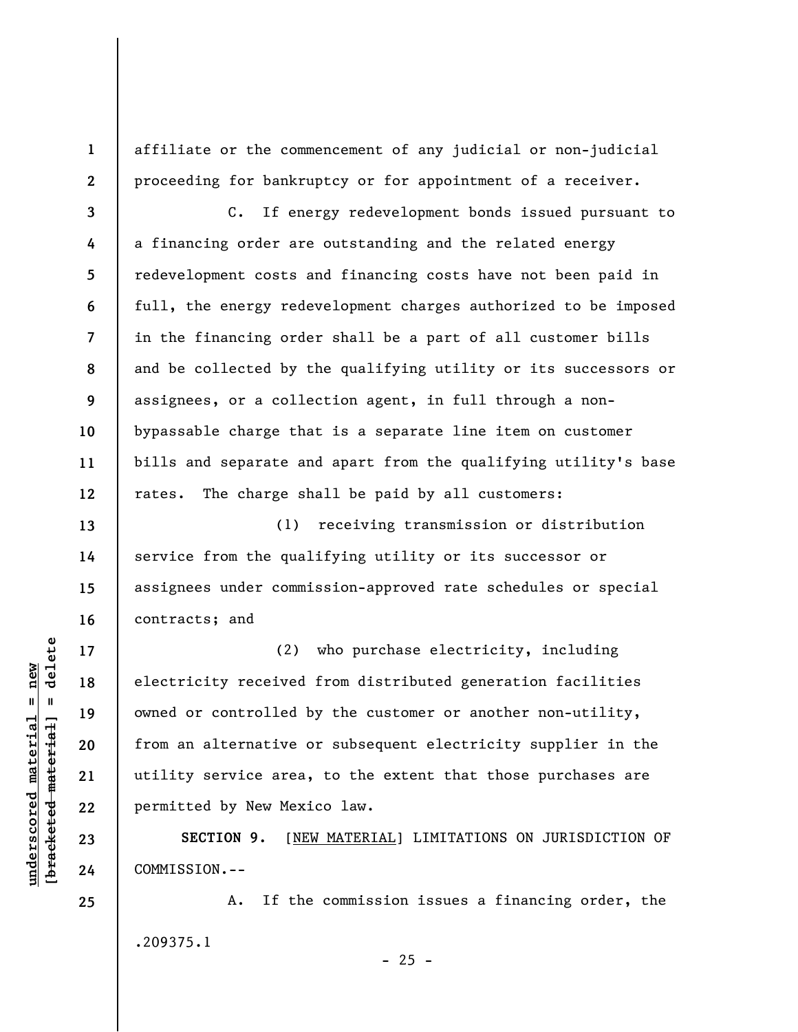affiliate or the commencement of any judicial or non-judicial proceeding for bankruptcy or for appointment of a receiver.

C. If energy redevelopment bonds issued pursuant to a financing order are outstanding and the related energy redevelopment costs and financing costs have not been paid in full, the energy redevelopment charges authorized to be imposed in the financing order shall be a part of all customer bills and be collected by the qualifying utility or its successors or assignees, or a collection agent, in full through a non-bypassable charge that is a separate line item on customer bills and separate and apart from the qualifying utility's base rates. The charge shall be paid by all customers:

(1) receiving transmission or distribution service from the qualifying utility or its successor or assignees under commission-approved rate schedules or special contracts; and

(2) who purchase electricity, including electricity received from distributed generation facilities owned or controlled by the customer or another non-utility, from an alternative or subsequent electricity supplier in the utility service area, to the extent that those purchases are permitted by New Mexico law.

**SECTION 9.** [NEW MATERIAL] LIMITATIONS ON JURISDICTION OF COMMISSION.--

A. If the commission issues a financing order, the

.209375.1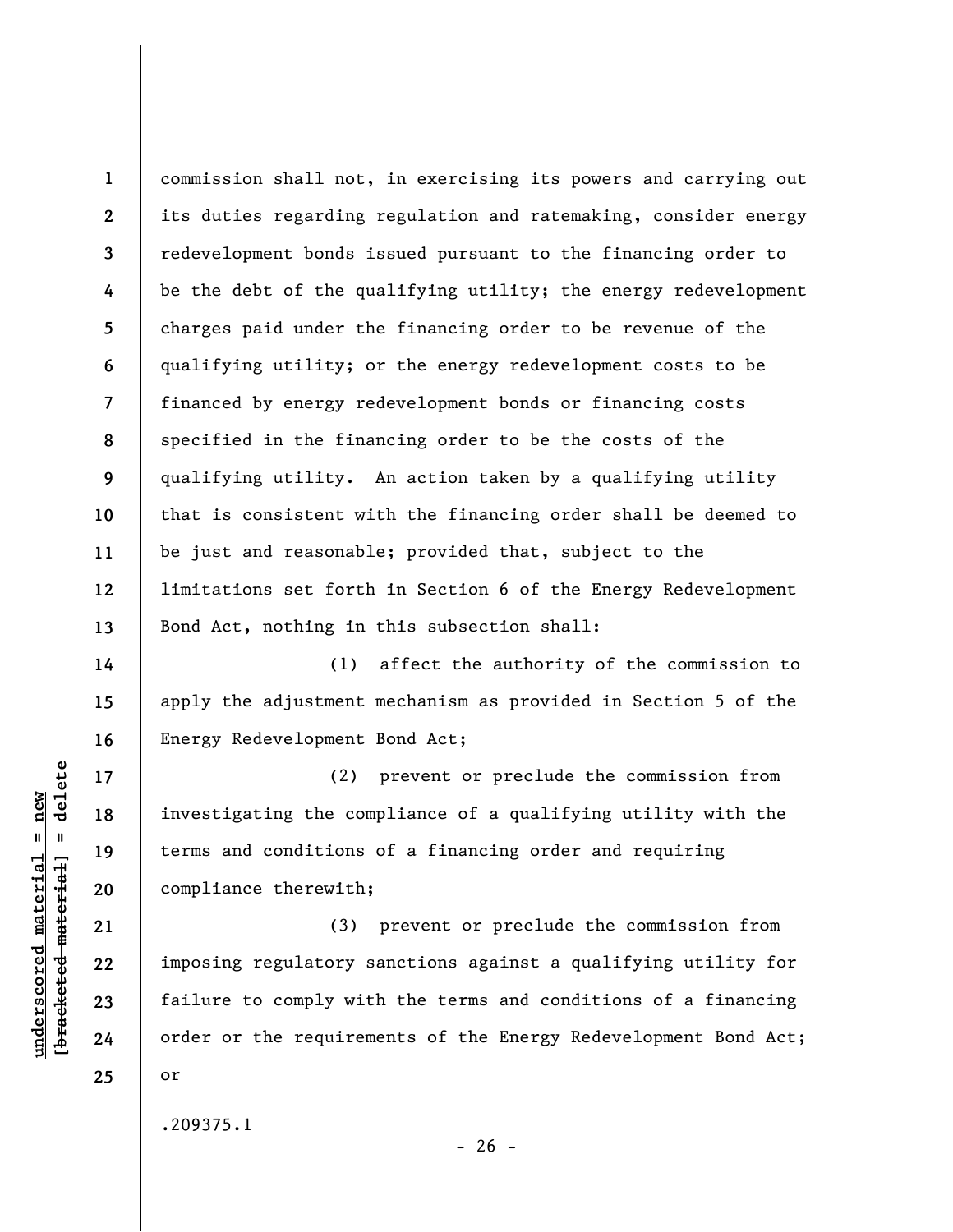commission shall not, in exercising its powers and carrying out its duties regarding regulation and ratemaking, consider energy redevelopment bonds issued pursuant to the financing order to be the debt of the qualifying utility; the energy redevelopment charges paid under the financing order to be revenue of the qualifying utility; or the energy redevelopment costs to be financed by energy redevelopment bonds or financing costs specified in the financing order to be the costs of the qualifying utility. An action taken by a qualifying utility that is consistent with the financing order shall be deemed to be just and reasonable; provided that, subject to the limitations set forth in Section 6 of the Energy Redevelopment Bond Act, nothing in this subsection shall:

(1) affect the authority of the commission to apply the adjustment mechanism as provided in Section 5 of the Energy Redevelopment Bond Act;

(2) prevent or preclude the commission from investigating the compliance of a qualifying utility with the terms and conditions of a financing order and requiring compliance therewith;

(3) prevent or preclude the commission from imposing regulatory sanctions against a qualifying utility for failure to comply with the terms and conditions of a financing order or the requirements of the Energy Redevelopment Bond Act; or

.209375.1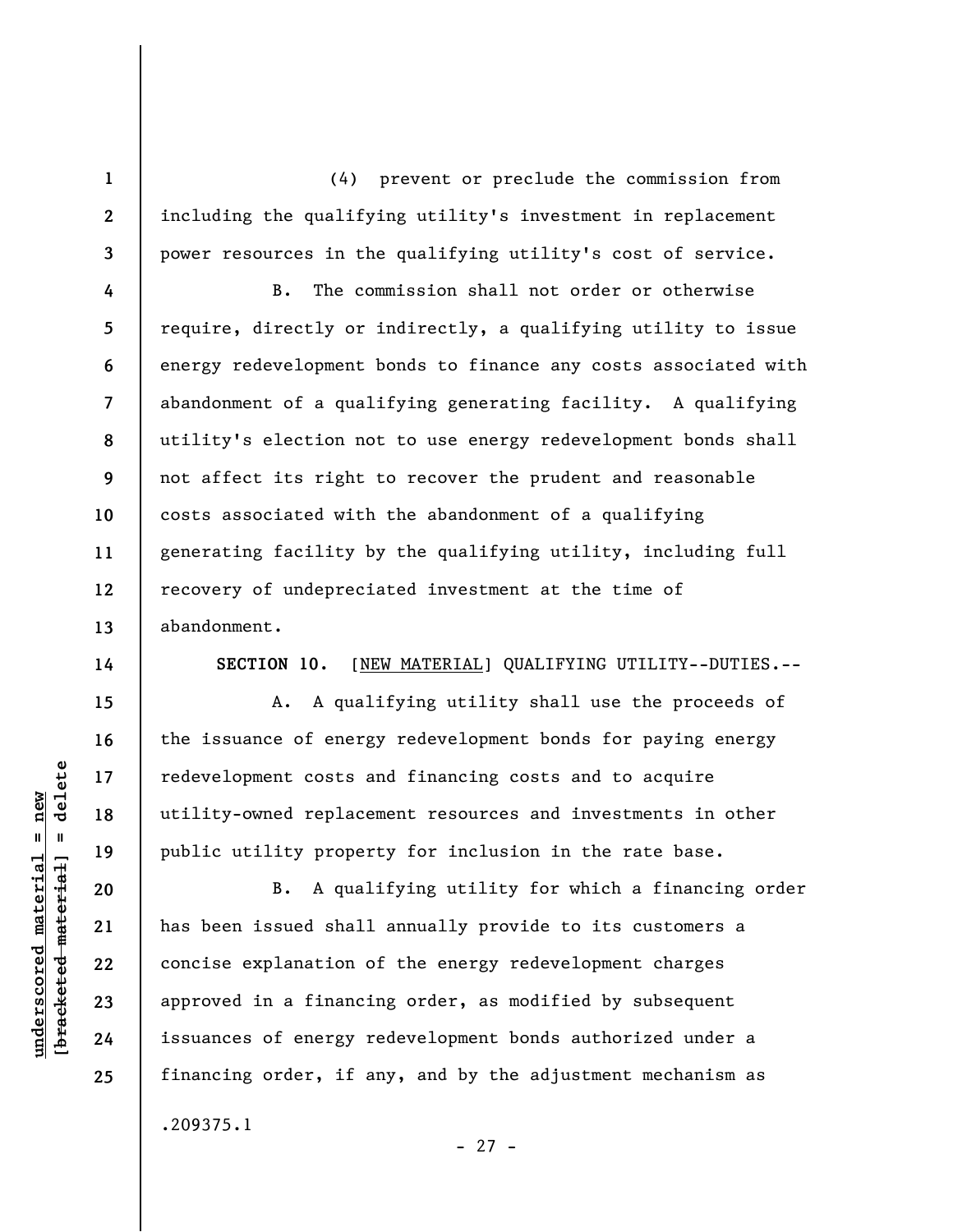(4) prevent or preclude the commission from including the qualifying utility's investment in replacement power resources in the qualifying utility's cost of service.

B. The commission shall not order or otherwise require, directly or indirectly, a qualifying utility to issue energy redevelopment bonds to finance any costs associated with abandonment of a qualifying generating facility. A qualifying utility's election not to use energy redevelopment bonds shall not affect its right to recover the prudent and reasonable costs associated with the abandonment of a qualifying generating facility by the qualifying utility, including full recovery of undepreciated investment at the time of abandonment.

**SECTION 10.** [NEW MATERIAL] QUALIFYING UTILITY--DUTIES.--

A. A qualifying utility shall use the proceeds of the issuance of energy redevelopment bonds for paying energy redevelopment costs and financing costs and to acquire utility-owned replacement resources and investments in other public utility property for inclusion in the rate base.

B. A qualifying utility for which a financing order has been issued shall annually provide to its customers a concise explanation of the energy redevelopment charges approved in a financing order, as modified by subsequent issuances of energy redevelopment bonds authorized under a financing order, if any, and by the adjustment mechanism as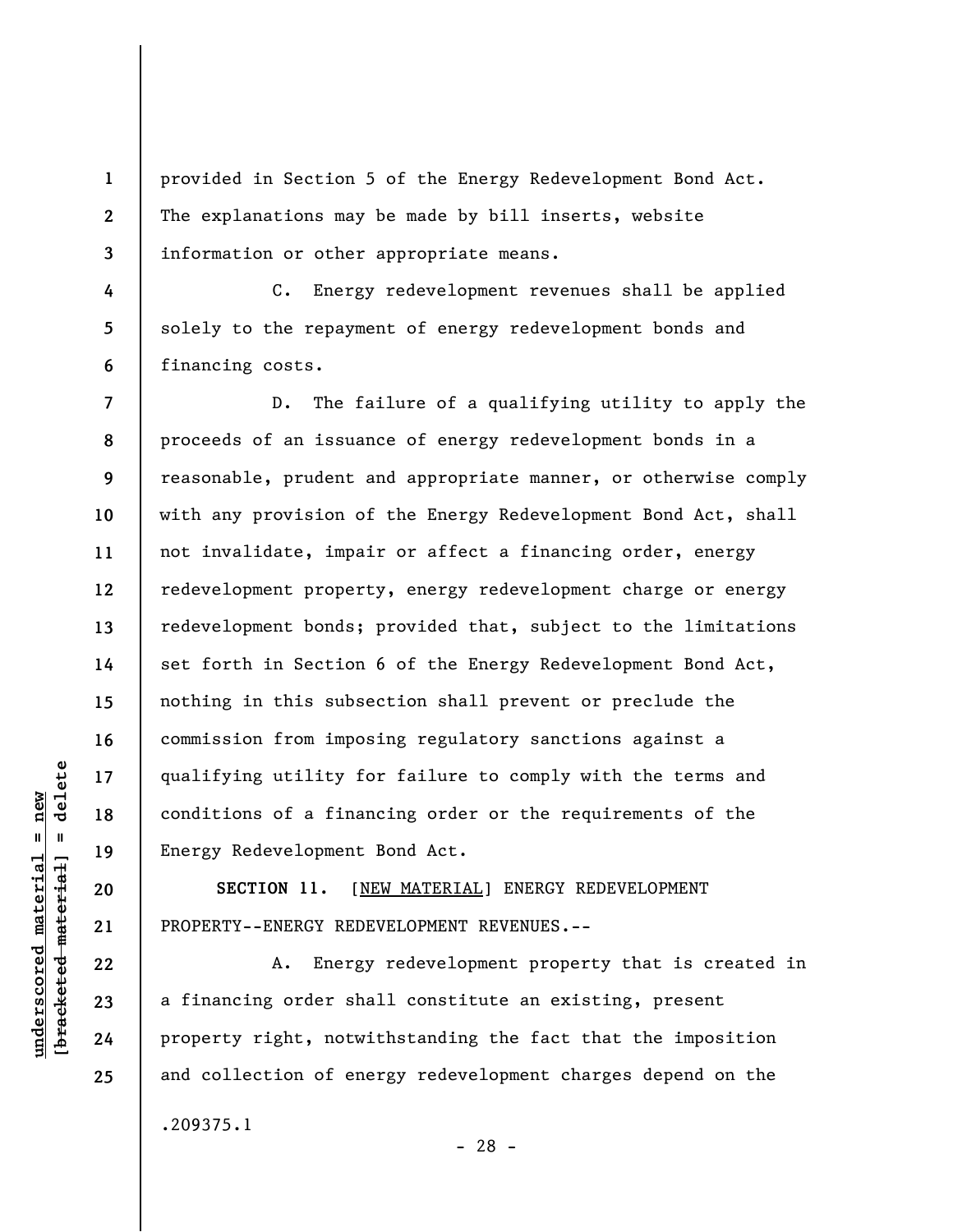provided in Section 5 of the Energy Redevelopment Bond Act. The explanations may be made by bill inserts, website information or other appropriate means.

C. Energy redevelopment revenues shall be applied solely to the repayment of energy redevelopment bonds and financing costs.

D. The failure of a qualifying utility to apply the proceeds of an issuance of energy redevelopment bonds in a reasonable, prudent and appropriate manner, or otherwise comply with any provision of the Energy Redevelopment Bond Act, shall not invalidate, impair or affect a financing order, energy redevelopment property, energy redevelopment charge or energy redevelopment bonds; provided that, subject to the limitations set forth in Section 6 of the Energy Redevelopment Bond Act, nothing in this subsection shall prevent or preclude the commission from imposing regulatory sanctions against a qualifying utility for failure to comply with the terms and conditions of a financing order or the requirements of the Energy Redevelopment Bond Act.

**SECTION 11.** [NEW MATERIAL] ENERGY REDEVELOPMENT PROPERTY--ENERGY REDEVELOPMENT REVENUES.--

A. Energy redevelopment property that is created in a financing order shall constitute an existing, present property right, notwithstanding the fact that the imposition and collection of energy redevelopment charges depend on the

.209375.1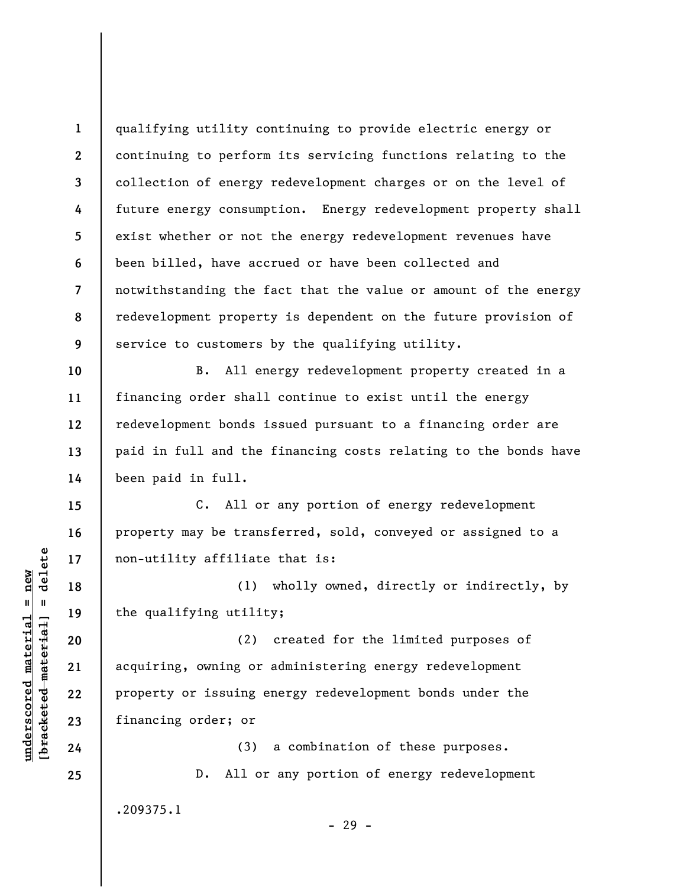qualifying utility continuing to provide electric energy or continuing to perform its servicing functions relating to the collection of energy redevelopment charges or on the level of future energy consumption. Energy redevelopment property shall exist whether or not the energy redevelopment revenues have been billed, have accrued or have been collected and notwithstanding the fact that the value or amount of the energy redevelopment property is dependent on the future provision of service to customers by the qualifying utility.

B. All energy redevelopment property created in a financing order shall continue to exist until the energy redevelopment bonds issued pursuant to a financing order are paid in full and the financing costs relating to the bonds have been paid in full.

C. All or any portion of energy redevelopment property may be transferred, sold, conveyed or assigned to a non-utility affiliate that is:

(1) wholly owned, directly or indirectly, by the qualifying utility;

(2) created for the limited purposes of acquiring, owning or administering energy redevelopment property or issuing energy redevelopment bonds under the financing order; or

(3) a combination of these purposes.

D. All or any portion of energy redevelopment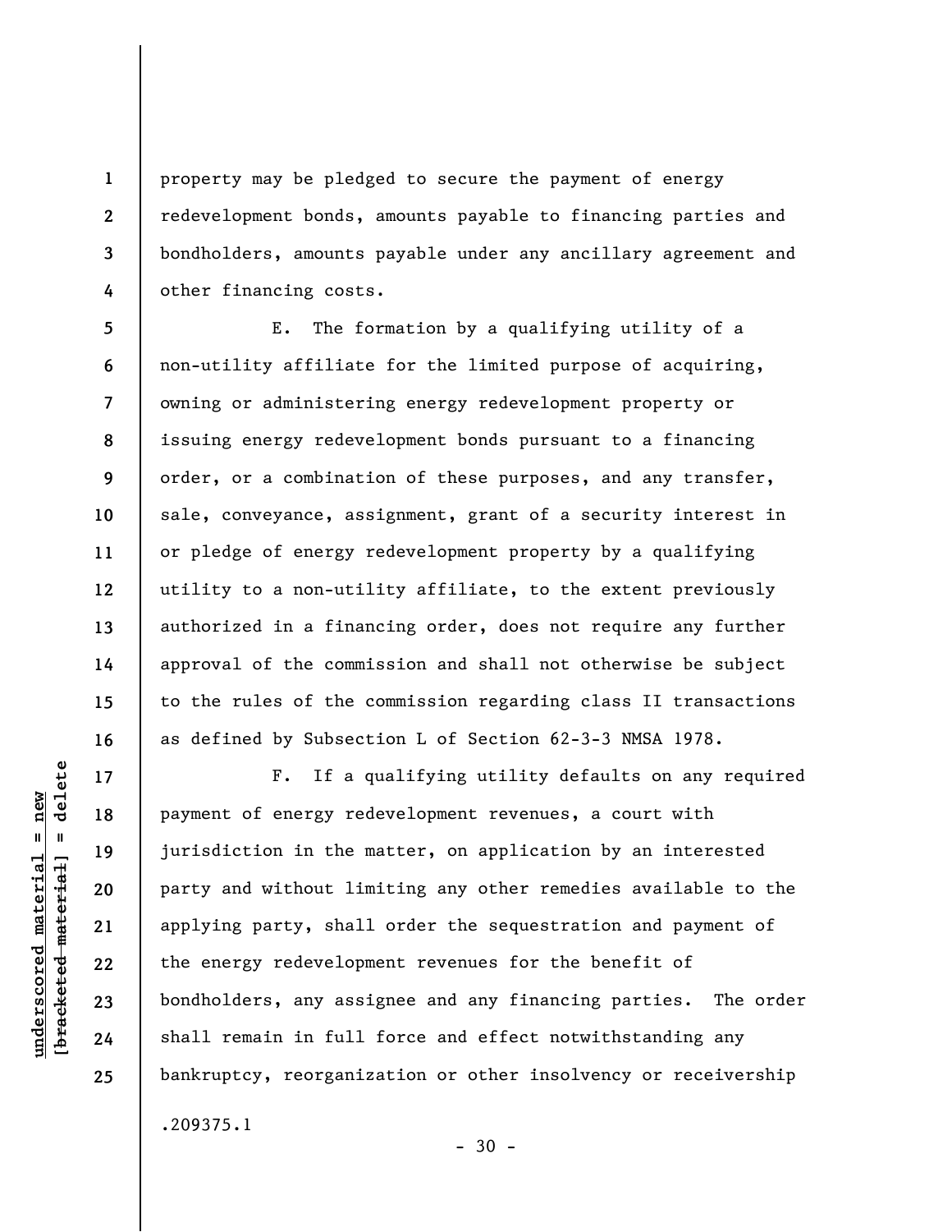property may be pledged to secure the payment of energy redevelopment bonds, amounts payable to financing parties and bondholders, amounts payable under any ancillary agreement and other financing costs.

E. The formation by a qualifying utility of a non-utility affiliate for the limited purpose of acquiring, owning or administering energy redevelopment property or issuing energy redevelopment bonds pursuant to a financing order, or a combination of these purposes, and any transfer, sale, conveyance, assignment, grant of a security interest in or pledge of energy redevelopment property by a qualifying utility to a non-utility affiliate, to the extent previously authorized in a financing order, does not require any further approval of the commission and shall not otherwise be subject to the rules of the commission regarding class II transactions as defined by Subsection L of Section 62-3-3 NMSA 1978.

F. If a qualifying utility defaults on any required payment of energy redevelopment revenues, a court with jurisdiction in the matter, on application by an interested party and without limiting any other remedies available to the applying party, shall order the sequestration and payment of the energy redevelopment revenues for the benefit of bondholders, any assignee and any financing parties. The order shall remain in full force and effect notwithstanding any bankruptcy, reorganization or other insolvency or receivership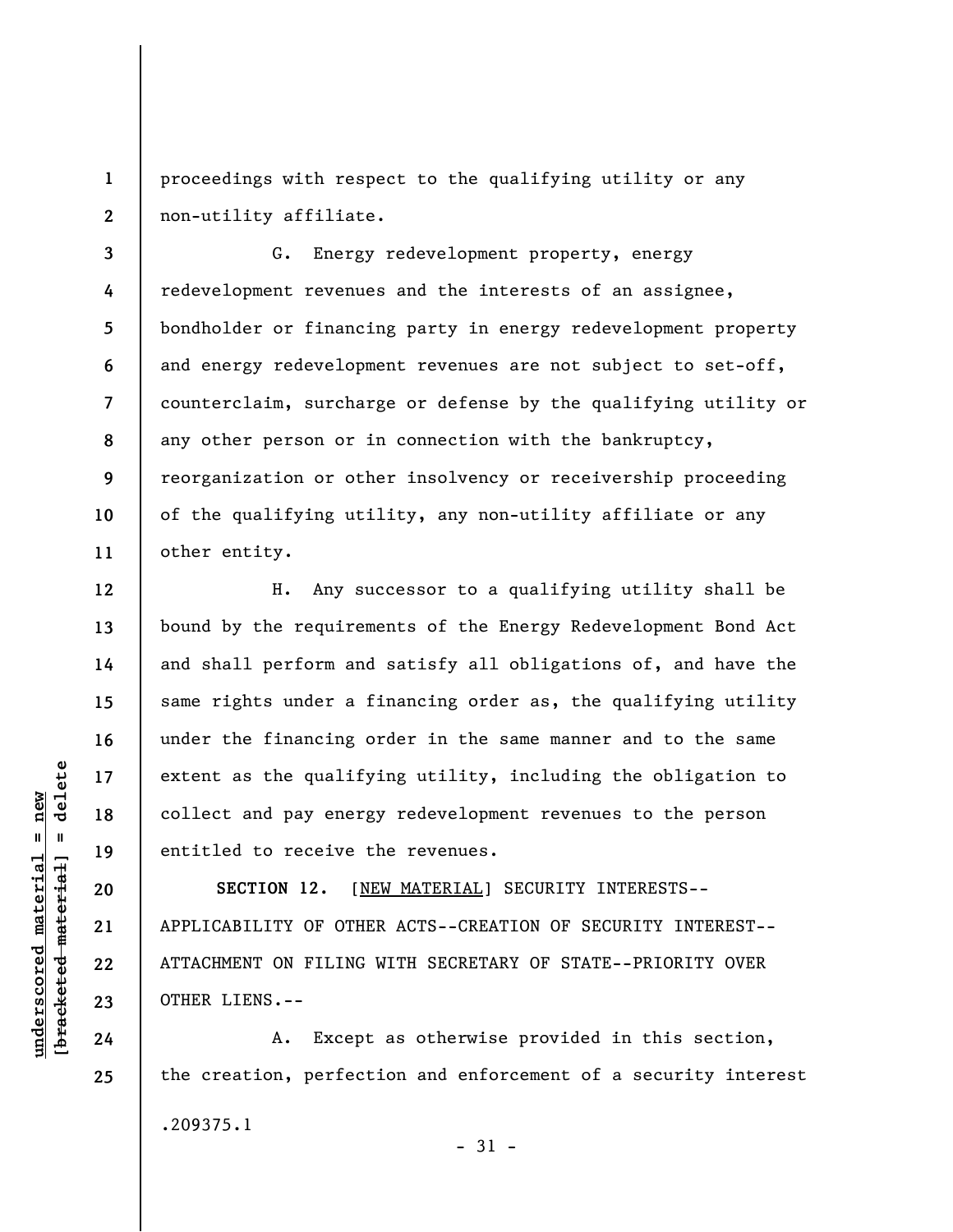proceedings with respect to the qualifying utility or any non-utility affiliate.

G. Energy redevelopment property, energy redevelopment revenues and the interests of an assignee, bondholder or financing party in energy redevelopment property and energy redevelopment revenues are not subject to set-off, counterclaim, surcharge or defense by the qualifying utility or any other person or in connection with the bankruptcy, reorganization or other insolvency or receivership proceeding of the qualifying utility, any non-utility affiliate or any other entity.

H. Any successor to a qualifying utility shall be bound by the requirements of the Energy Redevelopment Bond Act and shall perform and satisfy all obligations of, and have the same rights under a financing order as, the qualifying utility under the financing order in the same manner and to the same extent as the qualifying utility, including the obligation to collect and pay energy redevelopment revenues to the person entitled to receive the revenues.

**SECTION 12.** [NEW MATERIAL] SECURITY INTERESTS--APPLICABILITY OF OTHER ACTS--CREATION OF SECURITY INTEREST--ATTACHMENT ON FILING WITH SECRETARY OF STATE--PRIORITY OVER OTHER LIENS.--

A. Except as otherwise provided in this section, the creation, perfection and enforcement of a security interest

.209375.1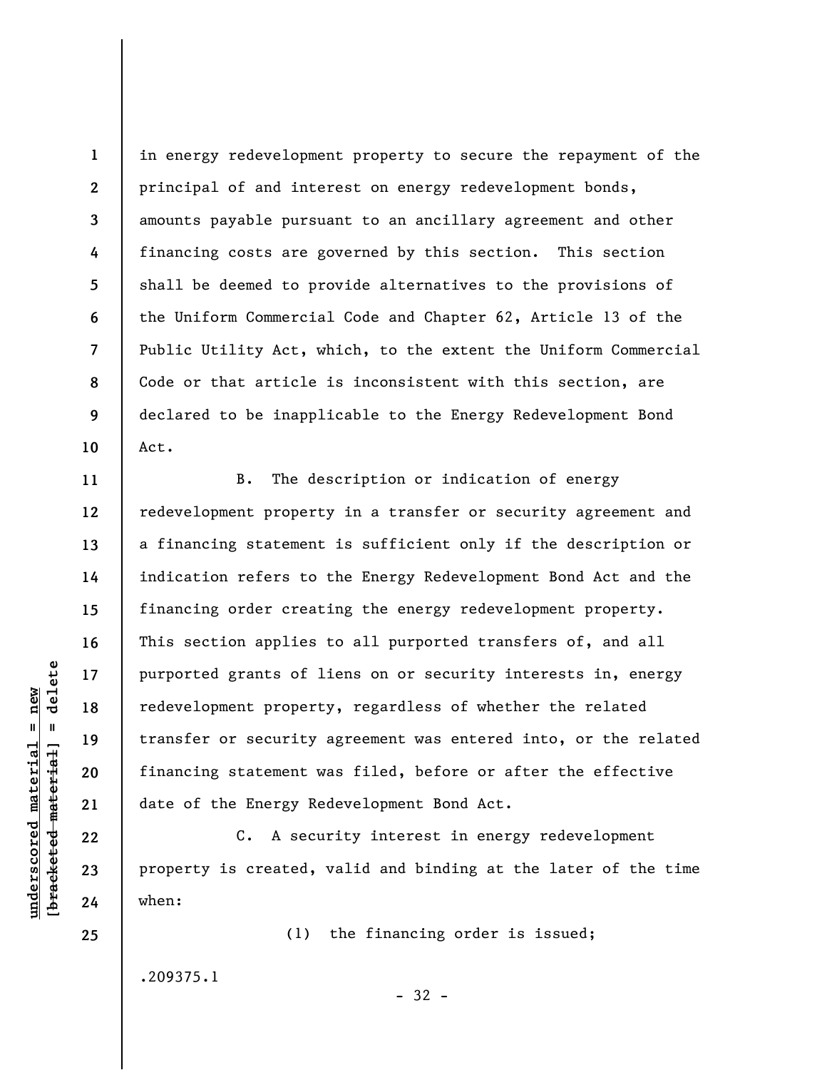in energy redevelopment property to secure the repayment of the principal of and interest on energy redevelopment bonds, amounts payable pursuant to an ancillary agreement and other financing costs are governed by this section. This section shall be deemed to provide alternatives to the provisions of the Uniform Commercial Code and Chapter 62, Article 13 of the Public Utility Act, which, to the extent the Uniform Commercial Code or that article is inconsistent with this section, are declared to be inapplicable to the Energy Redevelopment Bond Act.

B. The description or indication of energy redevelopment property in a transfer or security agreement and a financing statement is sufficient only if the description or indication refers to the Energy Redevelopment Bond Act and the financing order creating the energy redevelopment property. This section applies to all purported transfers of, and all purported grants of liens on or security interests in, energy redevelopment property, regardless of whether the related transfer or security agreement was entered into, or the related financing statement was filed, before or after the effective date of the Energy Redevelopment Bond Act.

C. A security interest in energy redevelopment property is created, valid and binding at the later of the time when:

(1) the financing order is issued;

.209375.1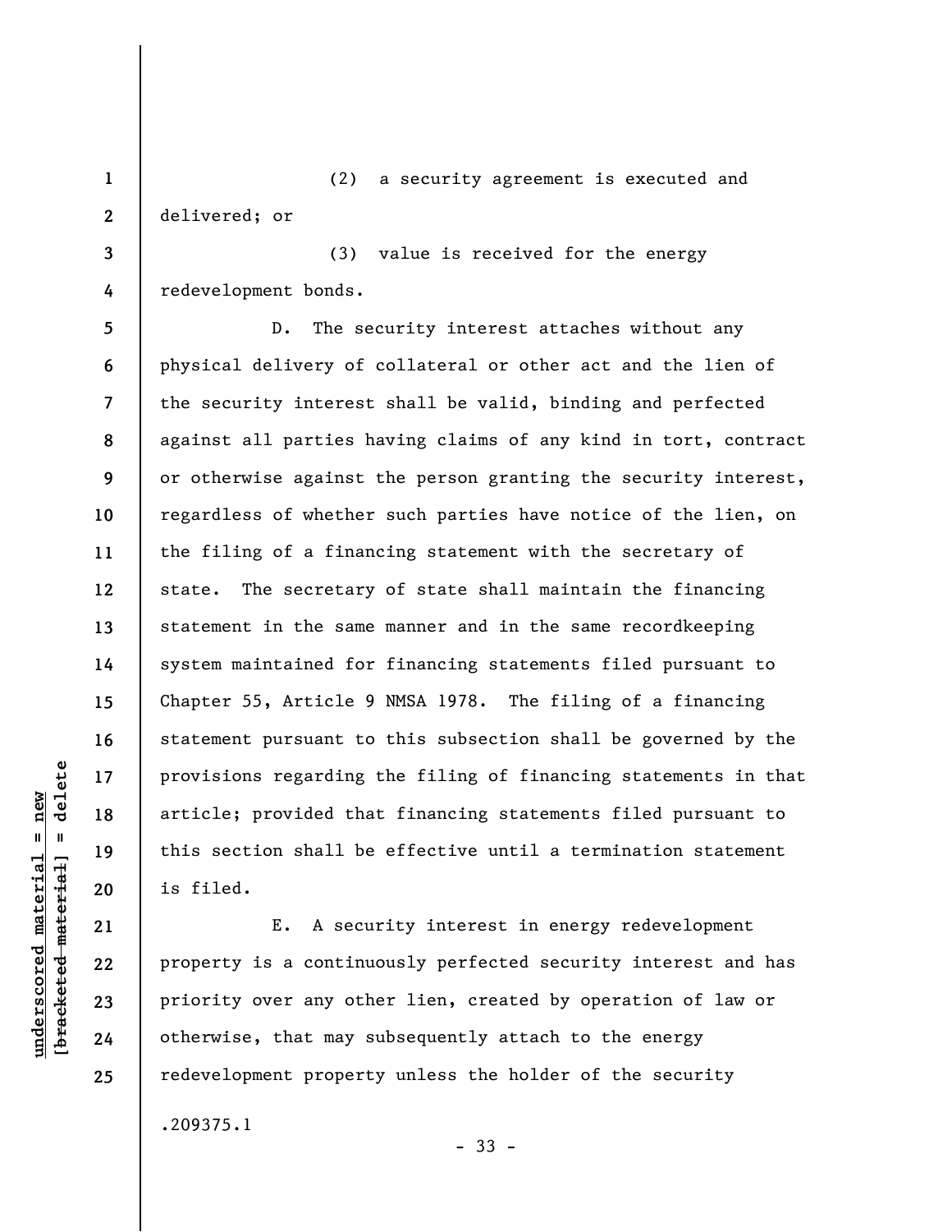(2) a security agreement is executed and delivered; or

(3) value is received for the energy redevelopment bonds.

D. The security interest attaches without any physical delivery of collateral or other act and the lien of the security interest shall be valid, binding and perfected against all parties having claims of any kind in tort, contract or otherwise against the person granting the security interest, regardless of whether such parties have notice of the lien, on the filing of a financing statement with the secretary of state. The secretary of state shall maintain the financing statement in the same manner and in the same recordkeeping system maintained for financing statements filed pursuant to Chapter 55, Article 9 NMSA 1978. The filing of a financing statement pursuant to this subsection shall be governed by the provisions regarding the filing of financing statements in that article; provided that financing statements filed pursuant to this section shall be effective until a termination statement is filed.

E. A security interest in energy redevelopment property is a continuously perfected security interest and has priority over any other lien, created by operation of law or otherwise, that may subsequently attach to the energy redevelopment property unless the holder of the security

.209375.1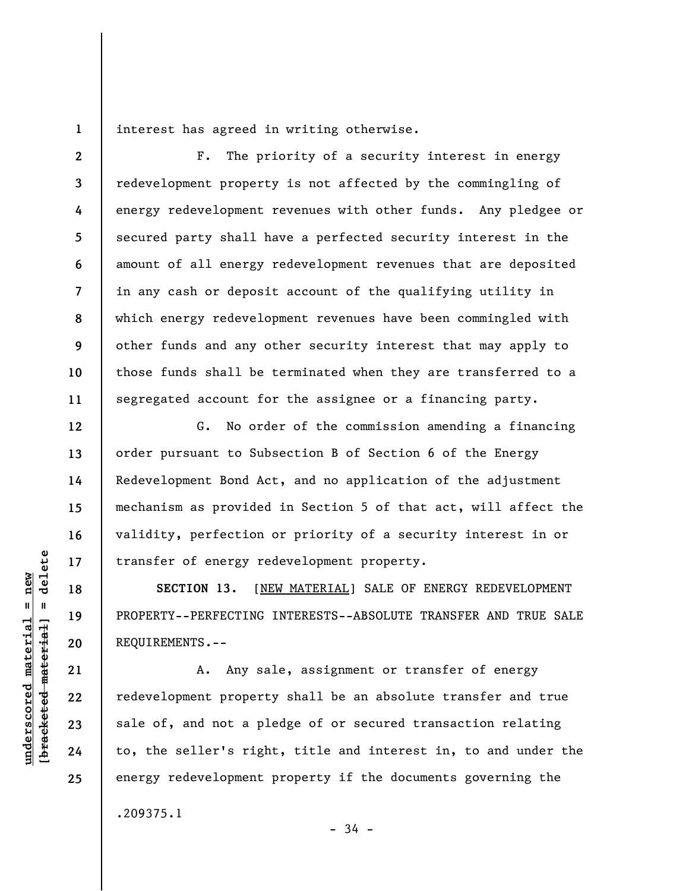interest has agreed in writing otherwise.

F. The priority of a security interest in energy redevelopment property is not affected by the commingling of energy redevelopment revenues with other funds. Any pledgee or secured party shall have a perfected security interest in the amount of all energy redevelopment revenues that are deposited in any cash or deposit account of the qualifying utility in which energy redevelopment revenues have been commingled with other funds and any other security interest that may apply to those funds shall be terminated when they are transferred to a segregated account for the assignee or a financing party.

G. No order of the commission amending a financing order pursuant to Subsection B of Section 6 of the Energy Redevelopment Bond Act, and no application of the adjustment mechanism as provided in Section 5 of that act, will affect the validity, perfection or priority of a security interest in or transfer of energy redevelopment property.

**SECTION 13.** [NEW MATERIAL] SALE OF ENERGY REDEVELOPMENT PROPERTY--PERFECTING INTERESTS--ABSOLUTE TRANSFER AND TRUE SALE REQUIREMENTS.--

A. Any sale, assignment or transfer of energy redevelopment property shall be an absolute transfer and true sale of, and not a pledge of or secured transaction relating to, the seller's right, title and interest in, to and under the energy redevelopment property if the documents governing the

.209375.1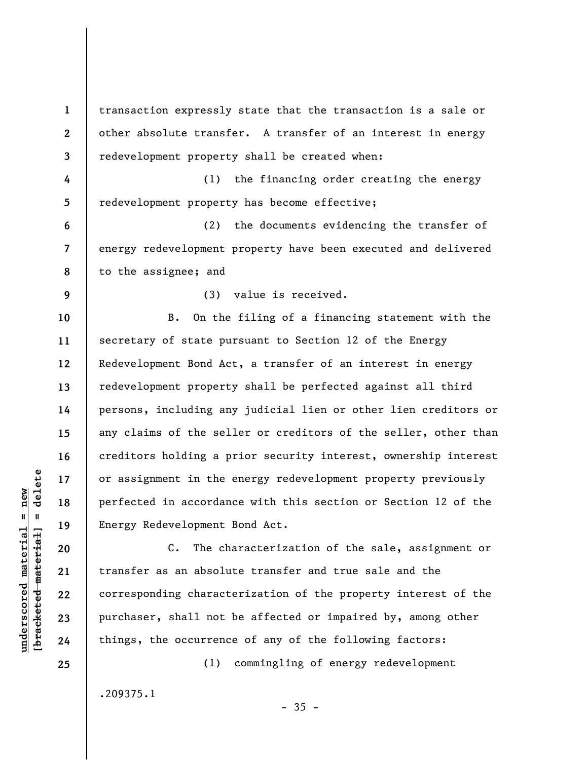transaction expressly state that the transaction is a sale or other absolute transfer. A transfer of an interest in energy redevelopment property shall be created when:

(1) the financing order creating the energy redevelopment property has become effective;

(2) the documents evidencing the transfer of energy redevelopment property have been executed and delivered to the assignee; and

(3) value is received.

B. On the filing of a financing statement with the secretary of state pursuant to Section 12 of the Energy Redevelopment Bond Act, a transfer of an interest in energy redevelopment property shall be perfected against all third persons, including any judicial lien or other lien creditors or any claims of the seller or creditors of the seller, other than creditors holding a prior security interest, ownership interest or assignment in the energy redevelopment property previously perfected in accordance with this section or Section 12 of the Energy Redevelopment Bond Act.

C. The characterization of the sale, assignment or transfer as an absolute transfer and true sale and the corresponding characterization of the property interest of the purchaser, shall not be affected or impaired by, among other things, the occurrence of any of the following factors:

(1) commingling of energy redevelopment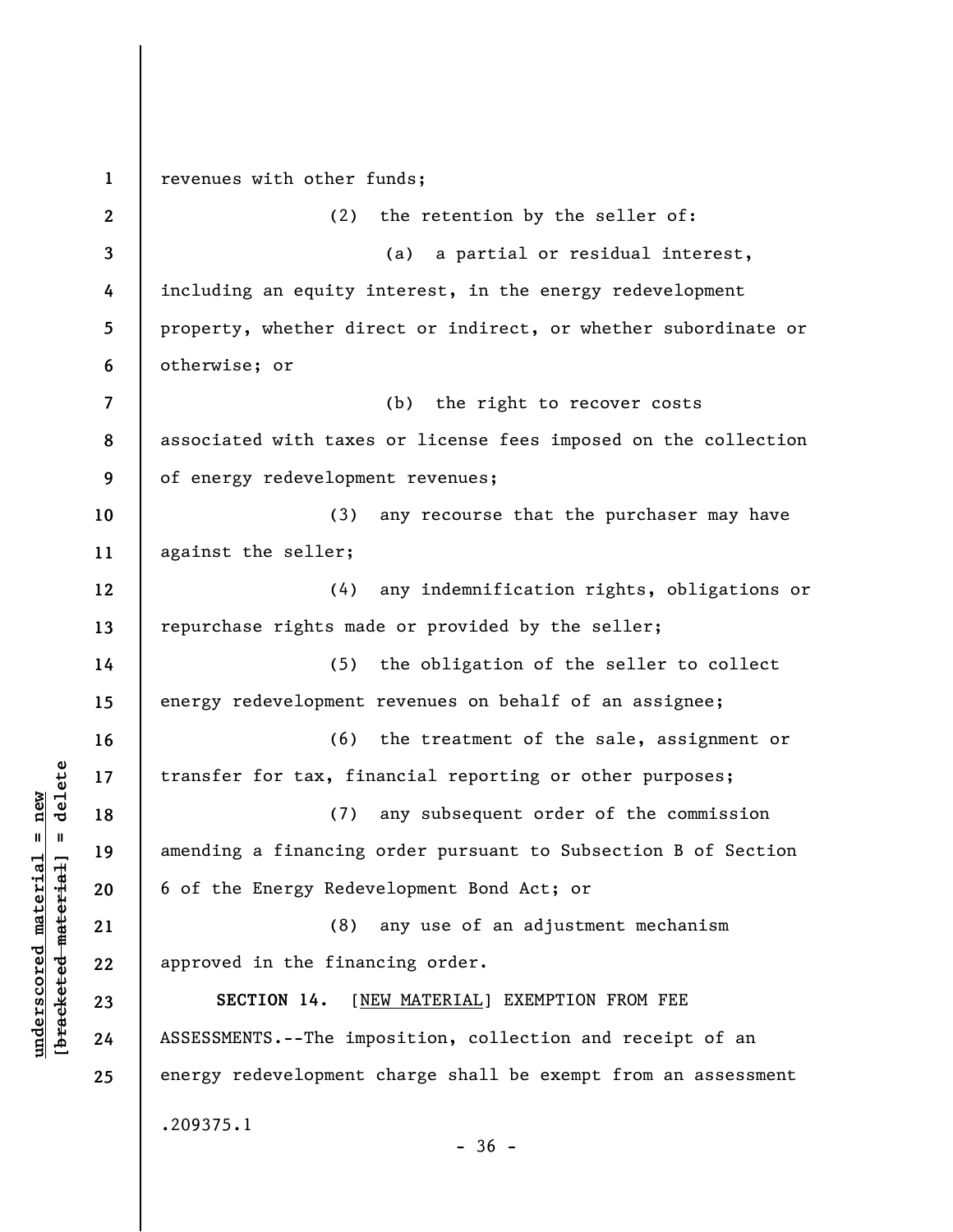revenues with other funds;

(2) the retention by the seller of:

(a) a partial or residual interest, including an equity interest, in the energy redevelopment property, whether direct or indirect, or whether subordinate or otherwise; or

(b) the right to recover costs associated with taxes or license fees imposed on the collection of energy redevelopment revenues;

(3) any recourse that the purchaser may have against the seller;

(4) any indemnification rights, obligations or repurchase rights made or provided by the seller;

(5) the obligation of the seller to collect energy redevelopment revenues on behalf of an assignee;

(6) the treatment of the sale, assignment or transfer for tax, financial reporting or other purposes;

(7) any subsequent order of the commission amending a financing order pursuant to Subsection B of Section 6 of the Energy Redevelopment Bond Act; or

(8) any use of an adjustment mechanism approved in the financing order.

**SECTION 14.** [NEW MATERIAL] EXEMPTION FROM FEE ASSESSMENTS.--The imposition, collection and receipt of an energy redevelopment charge shall be exempt from an assessment

.209375.1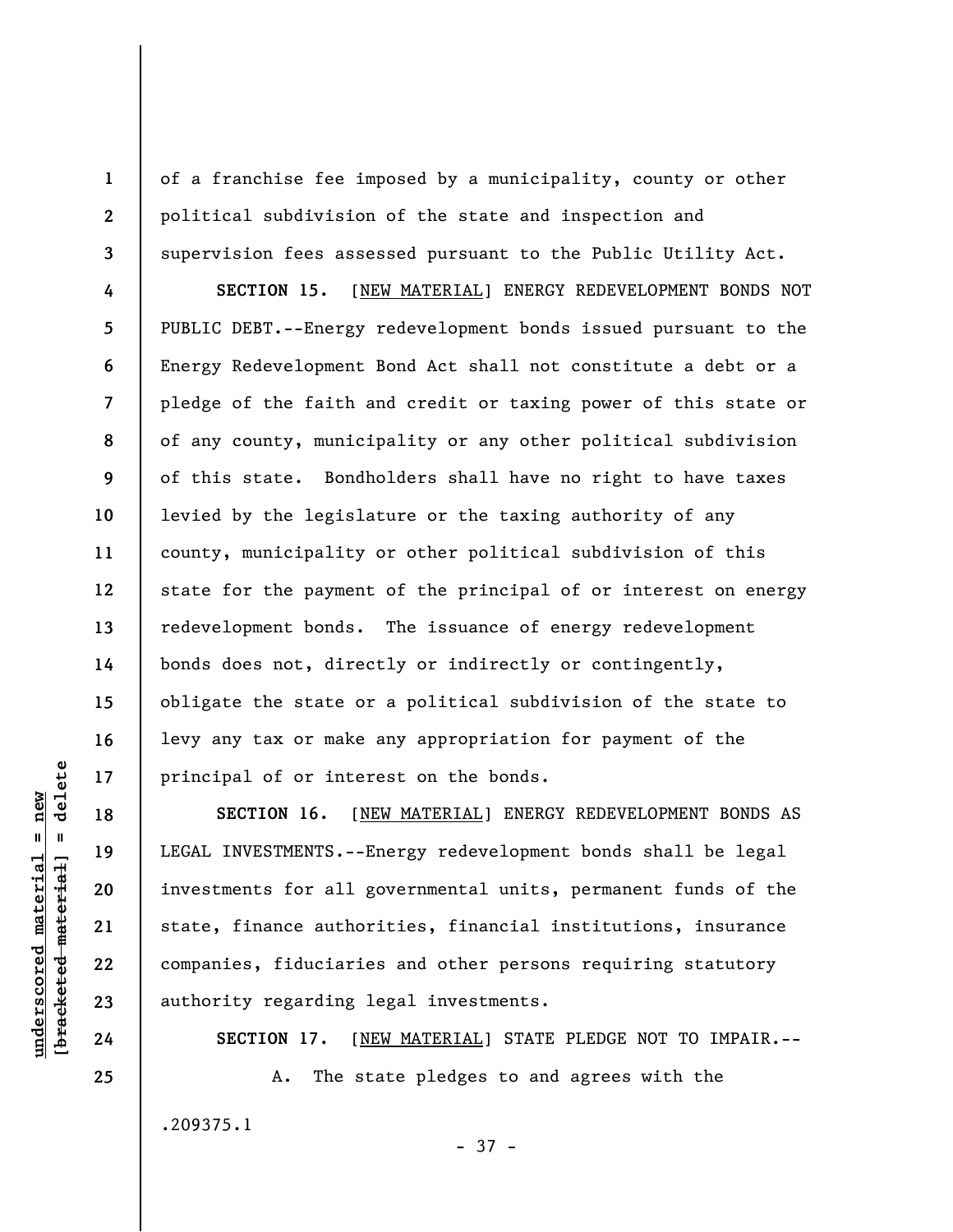of a franchise fee imposed by a municipality, county or other political subdivision of the state and inspection and supervision fees assessed pursuant to the Public Utility Act.

**SECTION 15.** [NEW MATERIAL] ENERGY REDEVELOPMENT BONDS NOT PUBLIC DEBT.--Energy redevelopment bonds issued pursuant to the Energy Redevelopment Bond Act shall not constitute a debt or a pledge of the faith and credit or taxing power of this state or of any county, municipality or any other political subdivision of this state. Bondholders shall have no right to have taxes levied by the legislature or the taxing authority of any county, municipality or other political subdivision of this state for the payment of the principal of or interest on energy redevelopment bonds. The issuance of energy redevelopment bonds does not, directly or indirectly or contingently, obligate the state or a political subdivision of the state to levy any tax or make any appropriation for payment of the principal of or interest on the bonds.

**SECTION 16.** [NEW MATERIAL] ENERGY REDEVELOPMENT BONDS AS LEGAL INVESTMENTS.--Energy redevelopment bonds shall be legal investments for all governmental units, permanent funds of the state, finance authorities, financial institutions, insurance companies, fiduciaries and other persons requiring statutory authority regarding legal investments.

**SECTION 17.** [NEW MATERIAL] STATE PLEDGE NOT TO IMPAIR.--

A. The state pledges to and agrees with the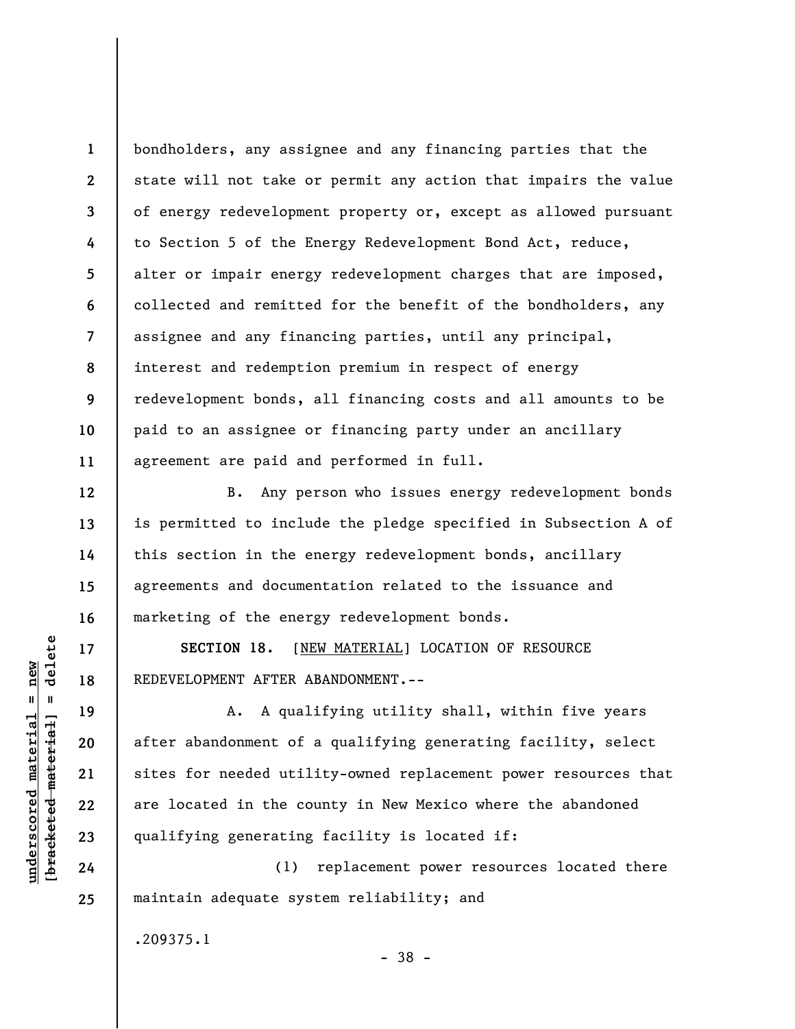bondholders, any assignee and any financing parties that the state will not take or permit any action that impairs the value of energy redevelopment property or, except as allowed pursuant to Section 5 of the Energy Redevelopment Bond Act, reduce, alter or impair energy redevelopment charges that are imposed, collected and remitted for the benefit of the bondholders, any assignee and any financing parties, until any principal, interest and redemption premium in respect of energy redevelopment bonds, all financing costs and all amounts to be paid to an assignee or financing party under an ancillary agreement are paid and performed in full.

B. Any person who issues energy redevelopment bonds is permitted to include the pledge specified in Subsection A of this section in the energy redevelopment bonds, ancillary agreements and documentation related to the issuance and marketing of the energy redevelopment bonds.

**SECTION 18.** [NEW MATERIAL] LOCATION OF RESOURCE REDEVELOPMENT AFTER ABANDONMENT.--

A. A qualifying utility shall, within five years after abandonment of a qualifying generating facility, select sites for needed utility-owned replacement power resources that are located in the county in New Mexico where the abandoned qualifying generating facility is located if:

(1) replacement power resources located there maintain adequate system reliability; and

.209375.1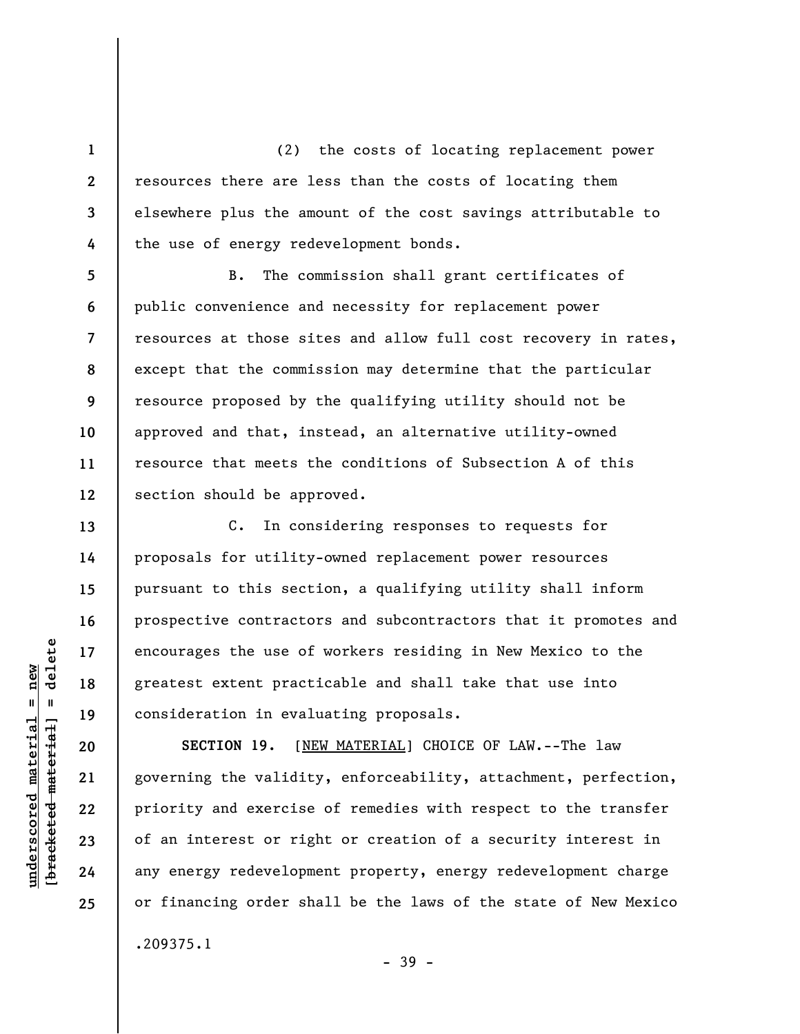(2) the costs of locating replacement power resources there are less than the costs of locating them elsewhere plus the amount of the cost savings attributable to the use of energy redevelopment bonds.

B. The commission shall grant certificates of public convenience and necessity for replacement power resources at those sites and allow full cost recovery in rates, except that the commission may determine that the particular resource proposed by the qualifying utility should not be approved and that, instead, an alternative utility-owned resource that meets the conditions of Subsection A of this section should be approved.

C. In considering responses to requests for proposals for utility-owned replacement power resources pursuant to this section, a qualifying utility shall inform prospective contractors and subcontractors that it promotes and encourages the use of workers residing in New Mexico to the greatest extent practicable and shall take that use into consideration in evaluating proposals.

**SECTION 19.** [NEW MATERIAL] CHOICE OF LAW.--The law governing the validity, enforceability, attachment, perfection, priority and exercise of remedies with respect to the transfer of an interest or right or creation of a security interest in any energy redevelopment property, energy redevelopment charge or financing order shall be the laws of the state of New Mexico

.209375.1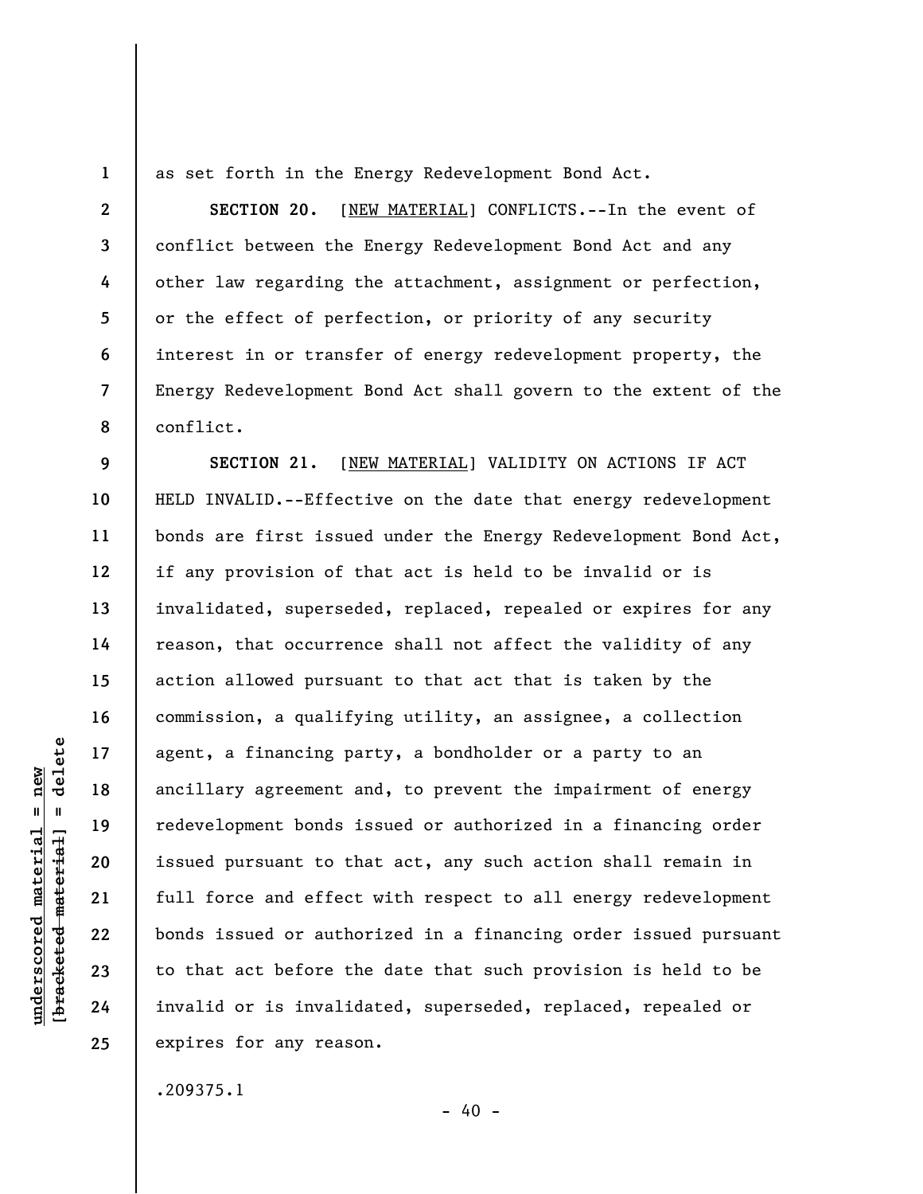as set forth in the Energy Redevelopment Bond Act.

**SECTION 20.** [NEW MATERIAL] CONFLICTS.--In the event of conflict between the Energy Redevelopment Bond Act and any other law regarding the attachment, assignment or perfection, or the effect of perfection, or priority of any security interest in or transfer of energy redevelopment property, the Energy Redevelopment Bond Act shall govern to the extent of the conflict.

**SECTION 21.** [NEW MATERIAL] VALIDITY ON ACTIONS IF ACT HELD INVALID.--Effective on the date that energy redevelopment bonds are first issued under the Energy Redevelopment Bond Act, if any provision of that act is held to be invalid or is invalidated, superseded, replaced, repealed or expires for any reason, that occurrence shall not affect the validity of any action allowed pursuant to that act that is taken by the commission, a qualifying utility, an assignee, a collection agent, a financing party, a bondholder or a party to an ancillary agreement and, to prevent the impairment of energy redevelopment bonds issued or authorized in a financing order issued pursuant to that act, any such action shall remain in full force and effect with respect to all energy redevelopment bonds issued or authorized in a financing order issued pursuant to that act before the date that such provision is held to be invalid or is invalidated, superseded, replaced, repealed or expires for any reason.

.209375.1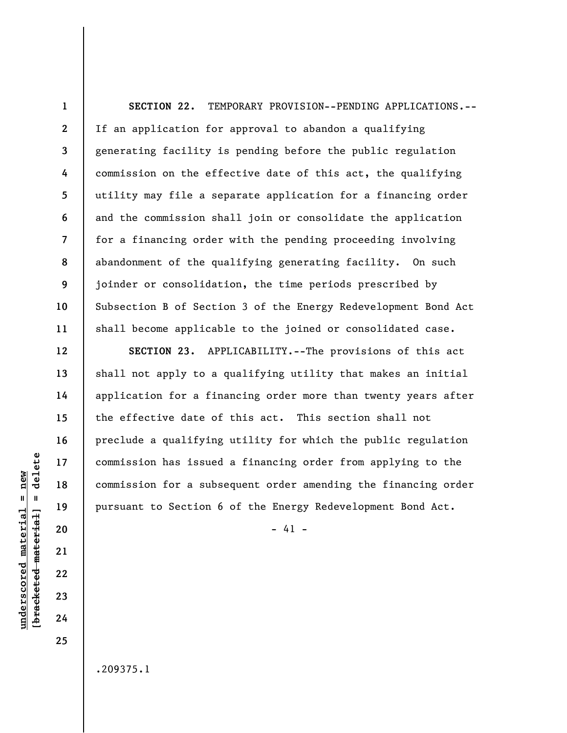**SECTION 22.** TEMPORARY PROVISION--PENDING APPLICATIONS.--If an application for approval to abandon a qualifying generating facility is pending before the public regulation commission on the effective date of this act, the qualifying utility may file a separate application for a financing order and the commission shall join or consolidate the application for a financing order with the pending proceeding involving abandonment of the qualifying generating facility. On such joinder or consolidation, the time periods prescribed by Subsection B of Section 3 of the Energy Redevelopment Bond Act shall become applicable to the joined or consolidated case.

**SECTION 23.** APPLICABILITY.--The provisions of this act shall not apply to a qualifying utility that makes an initial application for a financing order more than twenty years after the effective date of this act. This section shall not preclude a qualifying utility for which the public regulation commission has issued a financing order from applying to the commission for a subsequent order amending the financing order pursuant to Section 6 of the Energy Redevelopment Bond Act.

.209375.1